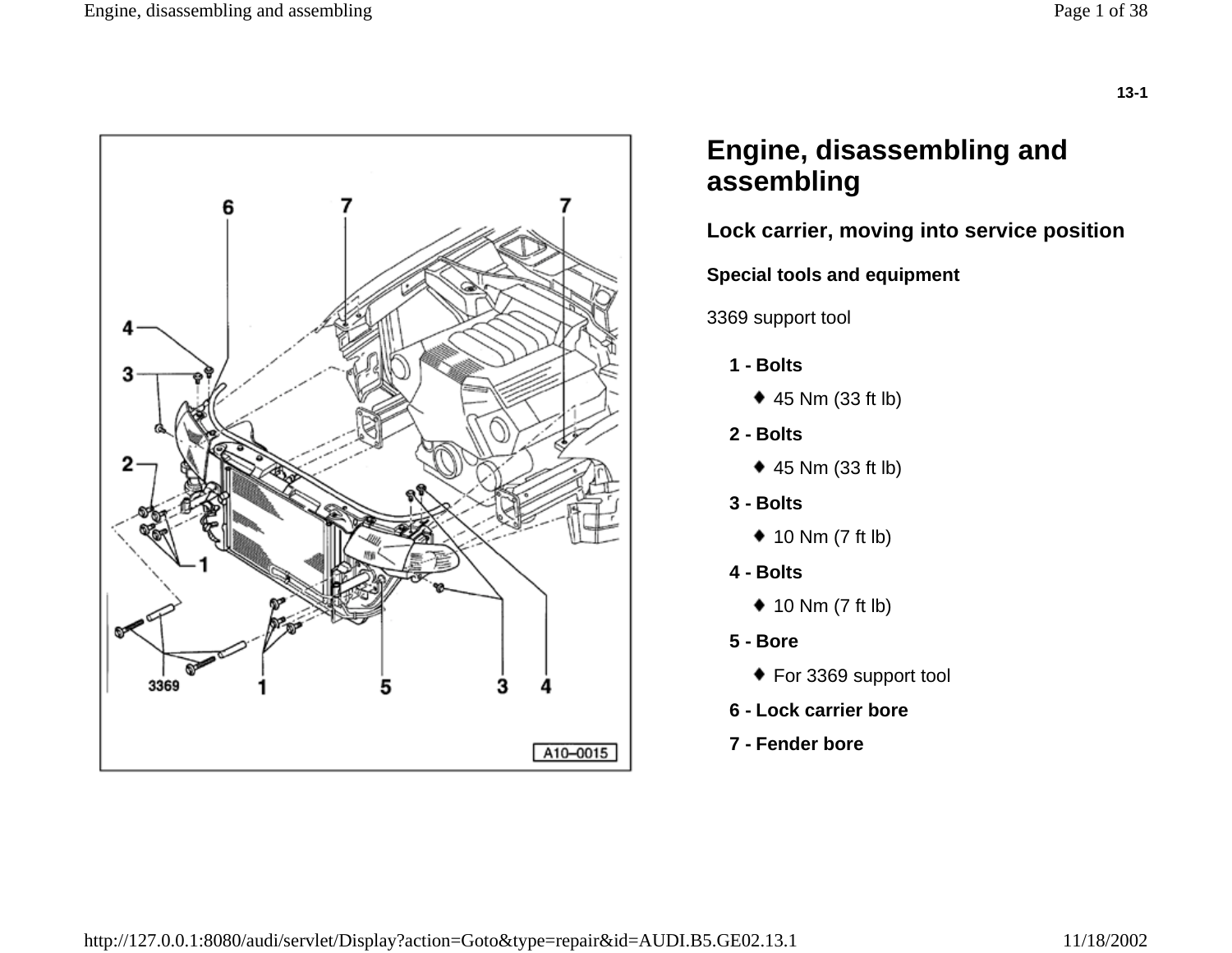# Engine, disassembling and assembling

## Lock carrier, moving into service position

### Special tools and equipment

3369 support tool

**1 - Bolts**

- 45 Nm (33 ft lb)

**2 - Bolts**

- 45 Nm (33 ft lb)

**3 - Bolts**

- 10 Nm (7 ft lb)

**4 - Bolts**

- 10 Nm (7 ft lb)

**5 - Bore**

- For 3369 support tool

**6 - Lock carrier bore**

**7 - Fender bore**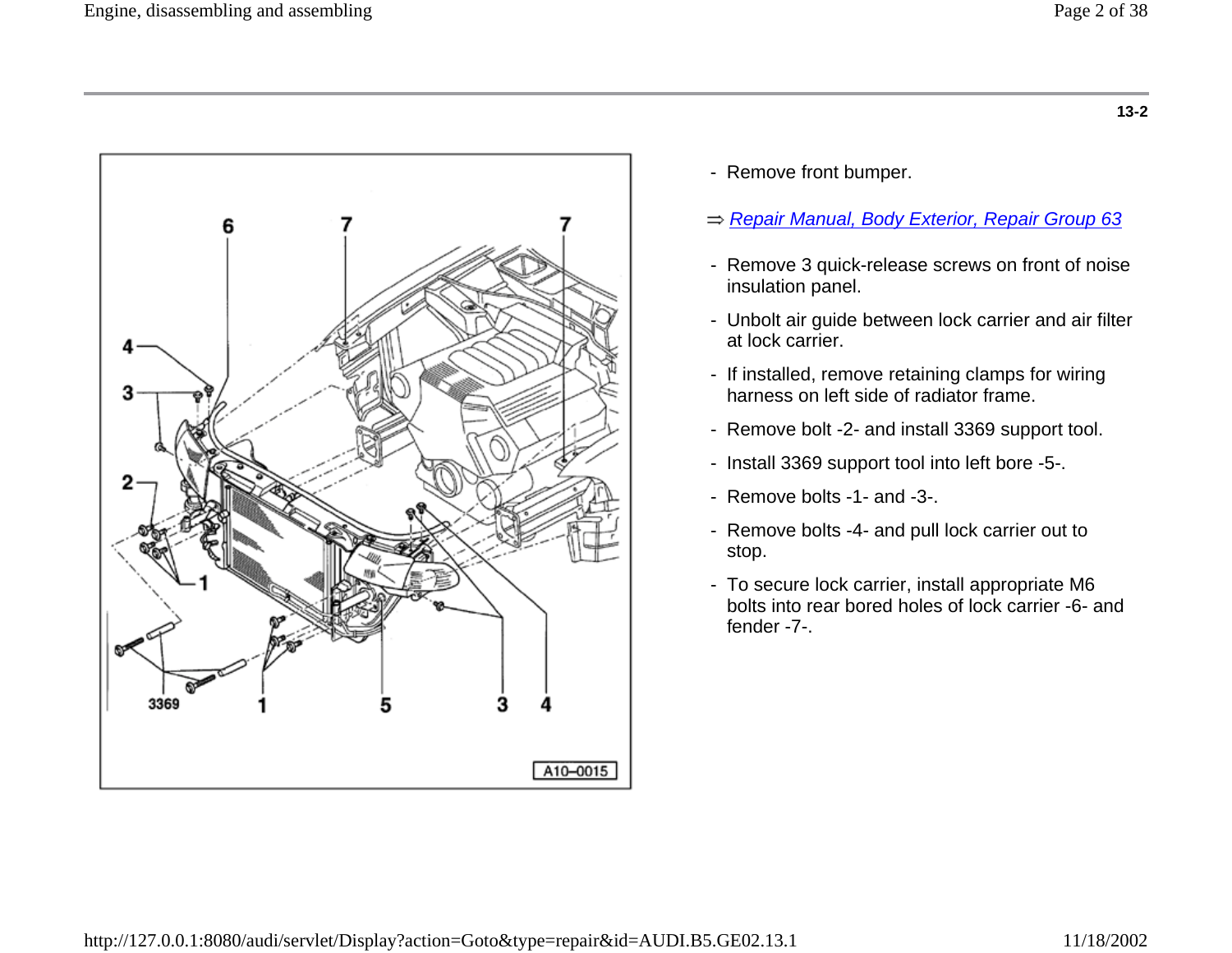13-2

- Remove front bumper.

⇒ *Repair Manual, Body Exterior, Repair Group 63*

- Remove 3 quick-release screws on front of noise insulation panel.
- Unbolt air guide between lock carrier and air filter at lock carrier.
- If installed, remove retaining clamps for wiring harness on left side of radiator frame.
- Remove bolt -2- and install 3369 support tool.
- Install 3369 support tool into left bore -5-.
- Remove bolts -1- and -3-.
- Remove bolts -4- and pull lock carrier out to stop.
- To secure lock carrier, install appropriate M6 bolts into rear bored holes of lock carrier -6- and fender -7-.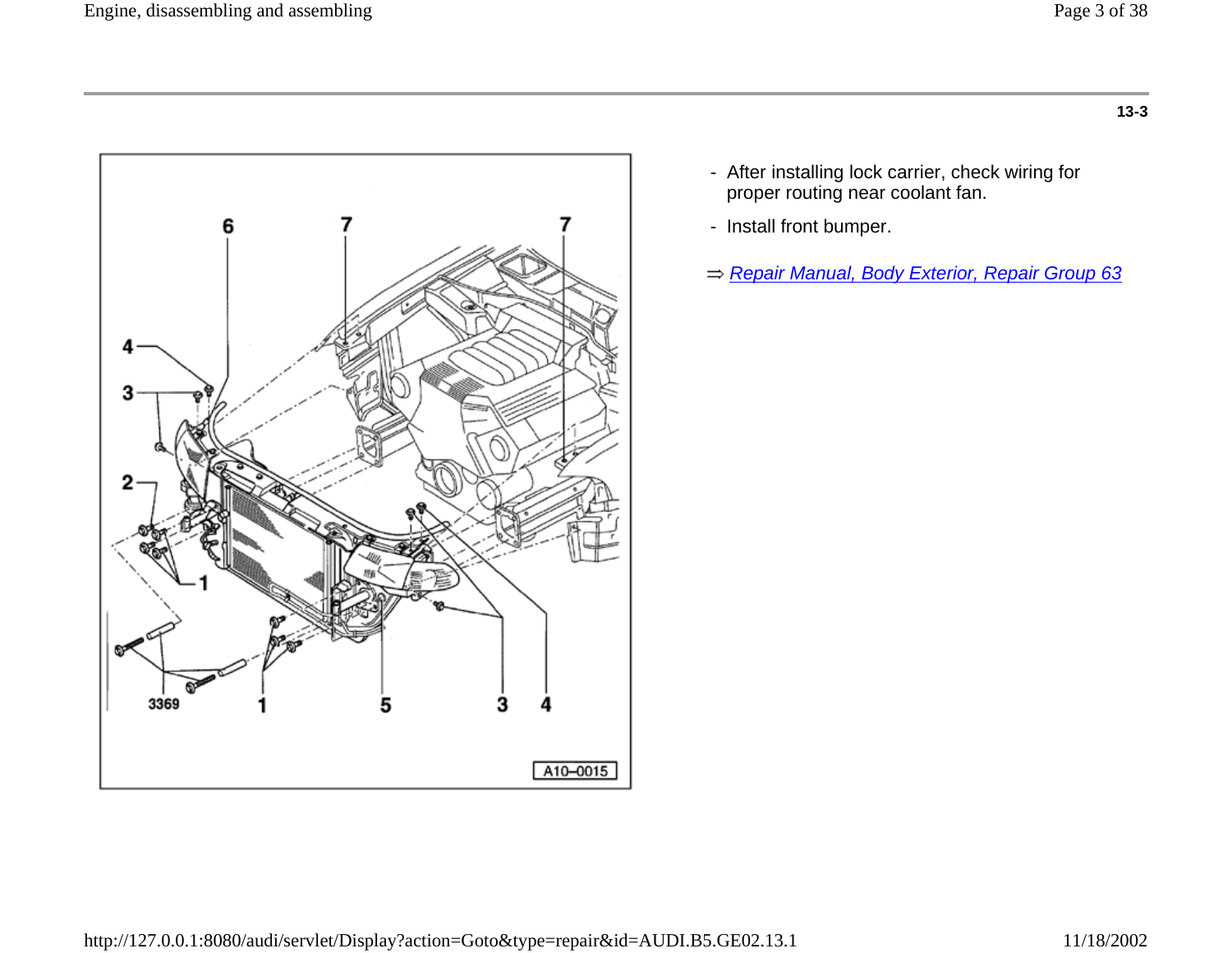13-3

- After installing lock carrier, check wiring for proper routing near coolant fan.
- Install front bumper.

⇒ Repair Manual, Body Exterior, Repair Group 63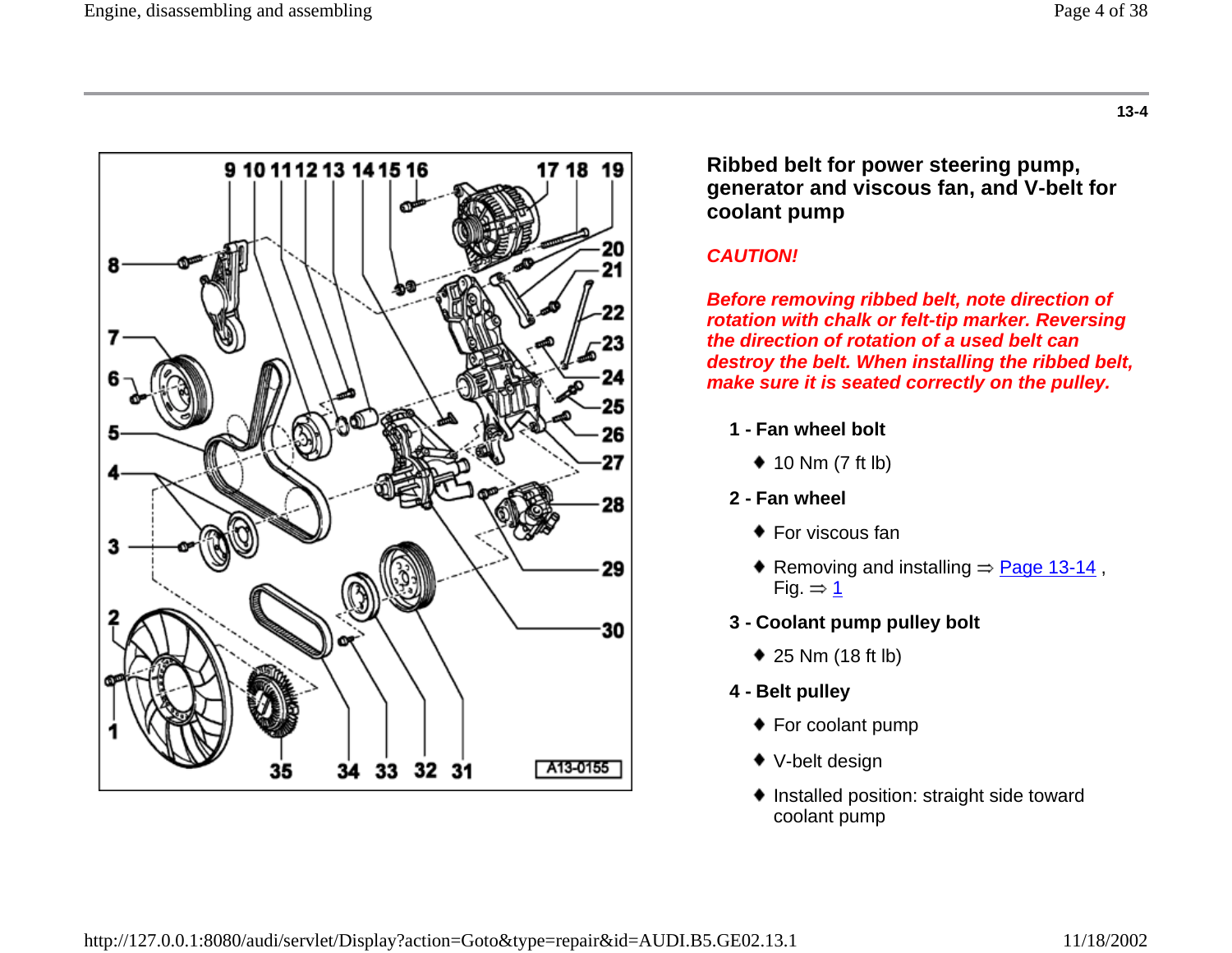13-4

## Ribbed belt for power steering pump, generator and viscous fan, and V-belt for coolant pump

***CAUTION!***

***Before removing ribbed belt, note direction of rotation with chalk or felt-tip marker. Reversing the direction of rotation of a used belt can destroy the belt. When installing the ribbed belt, make sure it is seated correctly on the pulley.***

**1 - Fan wheel bolt**

- 10 Nm (7 ft lb)

**2 - Fan wheel**

- For viscous fan
- Removing and installing ⇒ Page 13-14 , Fig. ⇒ 1

**3 - Coolant pump pulley bolt**

- 25 Nm (18 ft lb)

**4 - Belt pulley**

- For coolant pump
- V-belt design
- Installed position: straight side toward coolant pump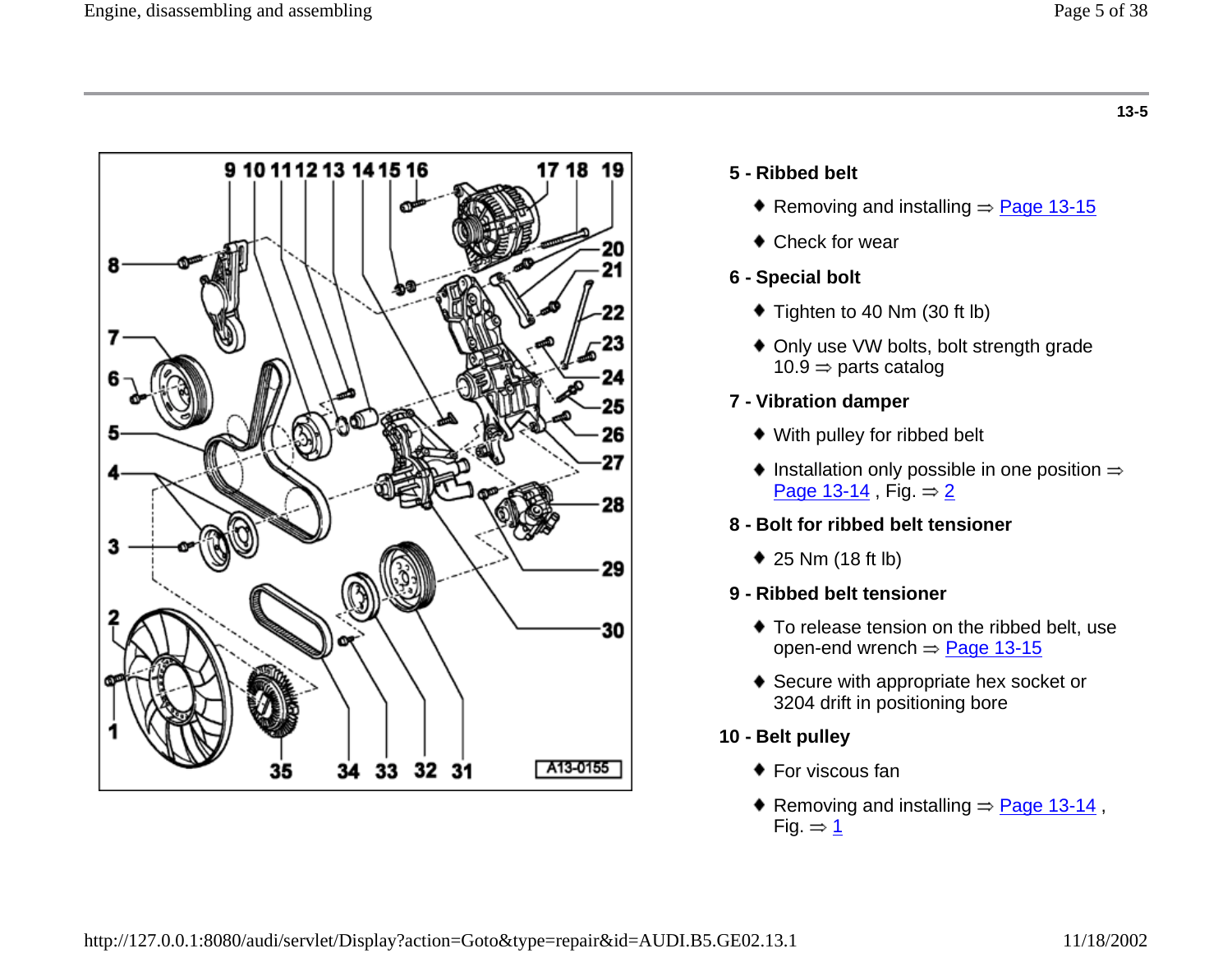13-5

**5 - Ribbed belt**

- Removing and installing ⇒ Page 13-15
- Check for wear

**6 - Special bolt**

- Tighten to 40 Nm (30 ft lb)
- Only use VW bolts, bolt strength grade 10.9 ⇒ parts catalog

**7 - Vibration damper**

- With pulley for ribbed belt
- Installation only possible in one position ⇒ Page 13-14 , Fig. ⇒ 2

**8 - Bolt for ribbed belt tensioner**

- 25 Nm (18 ft lb)

**9 - Ribbed belt tensioner**

- To release tension on the ribbed belt, use open-end wrench ⇒ Page 13-15
- Secure with appropriate hex socket or 3204 drift in positioning bore

**10 - Belt pulley**

- For viscous fan
- Removing and installing ⇒ Page 13-14 , Fig. ⇒ 1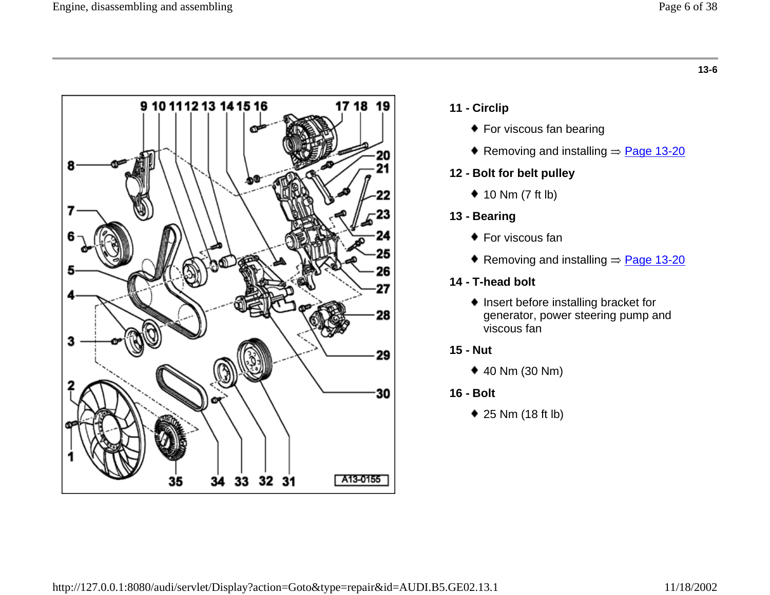13-6

**11 - Circlip**

- For viscous fan bearing
- Removing and installing ⇒ Page 13-20

**12 - Bolt for belt pulley**

- 10 Nm (7 ft lb)

**13 - Bearing**

- For viscous fan
- Removing and installing ⇒ Page 13-20

**14 - T-head bolt**

- Insert before installing bracket for generator, power steering pump and viscous fan

**15 - Nut**

- 40 Nm (30 Nm)

**16 - Bolt**

- 25 Nm (18 ft lb)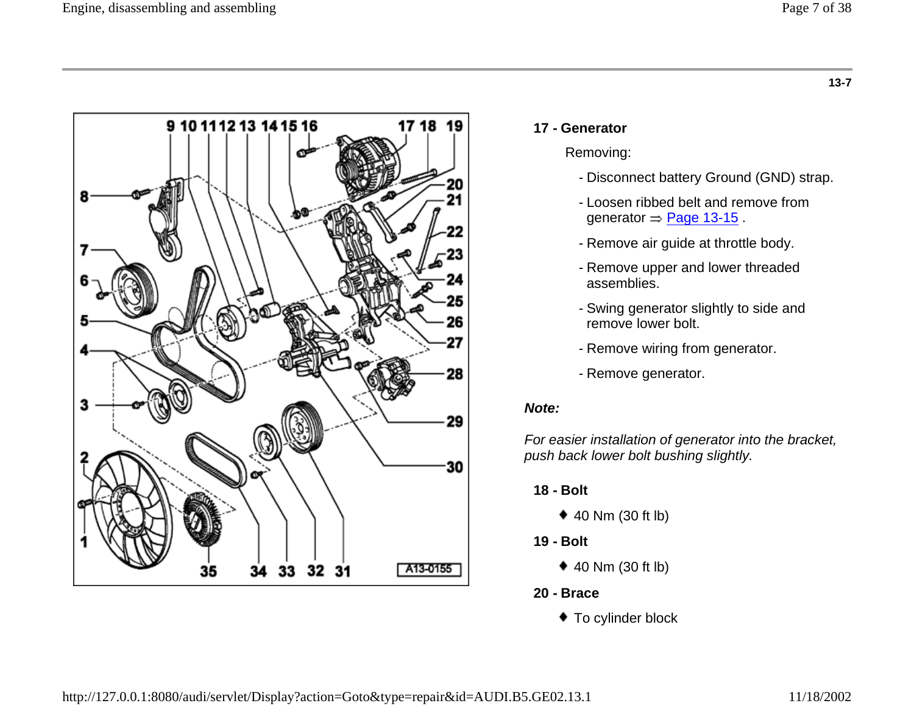**17 - Generator**

Removing:

- Disconnect battery Ground (GND) strap.
- Loosen ribbed belt and remove from generator ⇒ Page 13-15 .
- Remove air guide at throttle body.
- Remove upper and lower threaded assemblies.
- Swing generator slightly to side and remove lower bolt.
- Remove wiring from generator.
- Remove generator.

***Note:***

*For easier installation of generator into the bracket, push back lower bolt bushing slightly.*

**18 - Bolt**

- ♦ 40 Nm (30 ft lb)

**19 - Bolt**

- ♦ 40 Nm (30 ft lb)

**20 - Brace**

- ♦ To cylinder block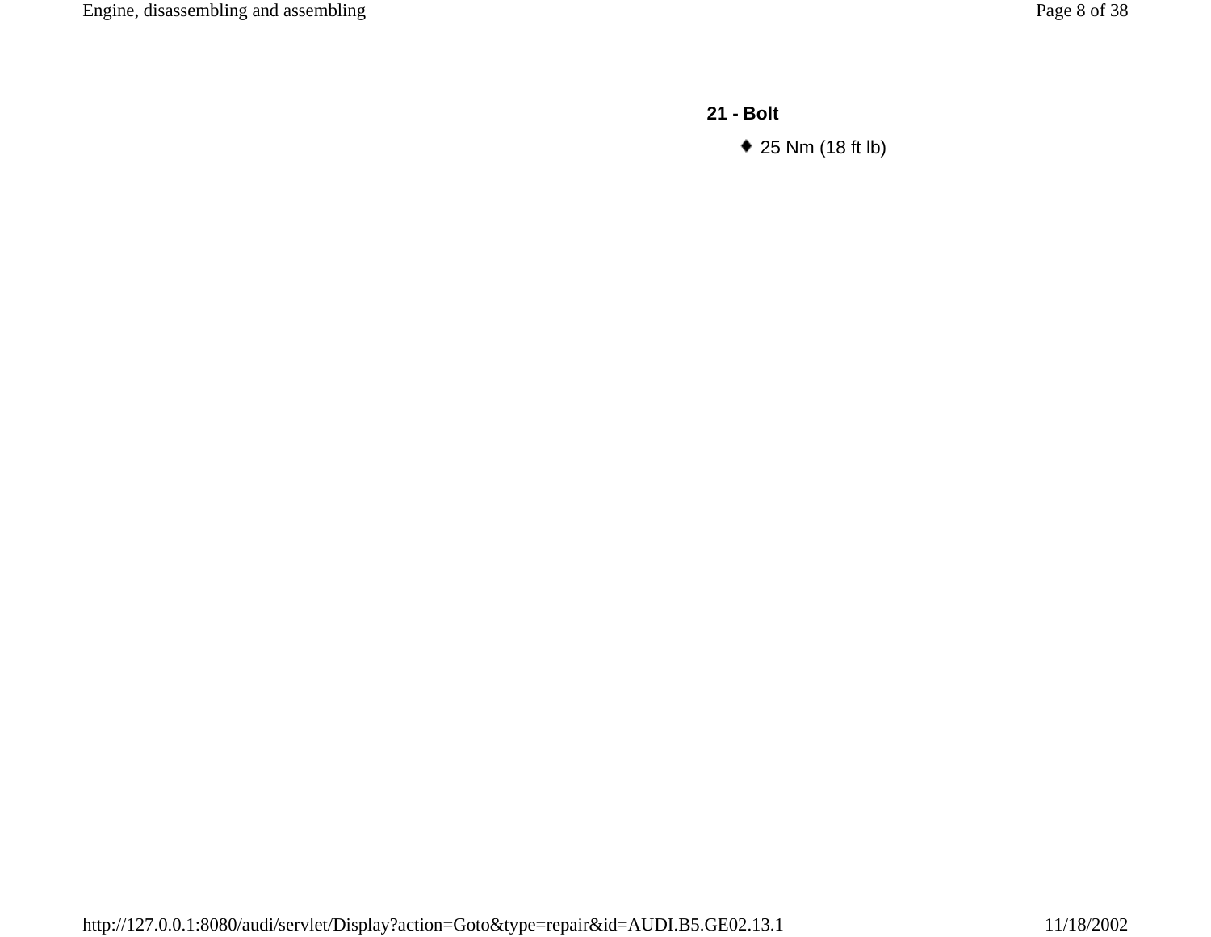**21 - Bolt**

- 25 Nm (18 ft lb)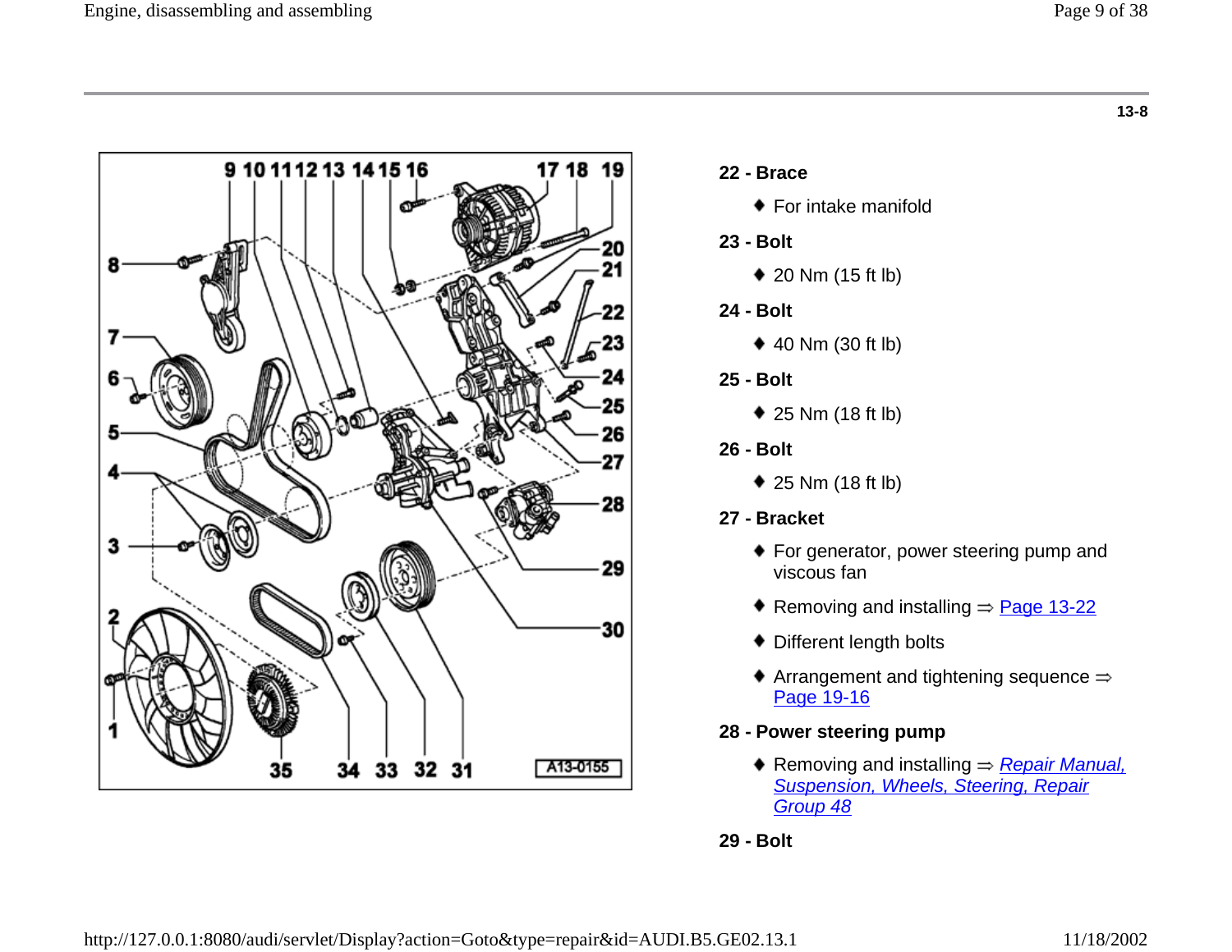13-8

**22 - Brace**

- For intake manifold

**23 - Bolt**

- 20 Nm (15 ft lb)

**24 - Bolt**

- 40 Nm (30 ft lb)

**25 - Bolt**

- 25 Nm (18 ft lb)

**26 - Bolt**

- 25 Nm (18 ft lb)

**27 - Bracket**

- For generator, power steering pump and viscous fan
- Removing and installing ⇒ Page 13-22
- Different length bolts
- Arrangement and tightening sequence ⇒ Page 19-16

**28 - Power steering pump**

- Removing and installing ⇒ *Repair Manual, Suspension, Wheels, Steering, Repair Group 48*

**29 - Bolt**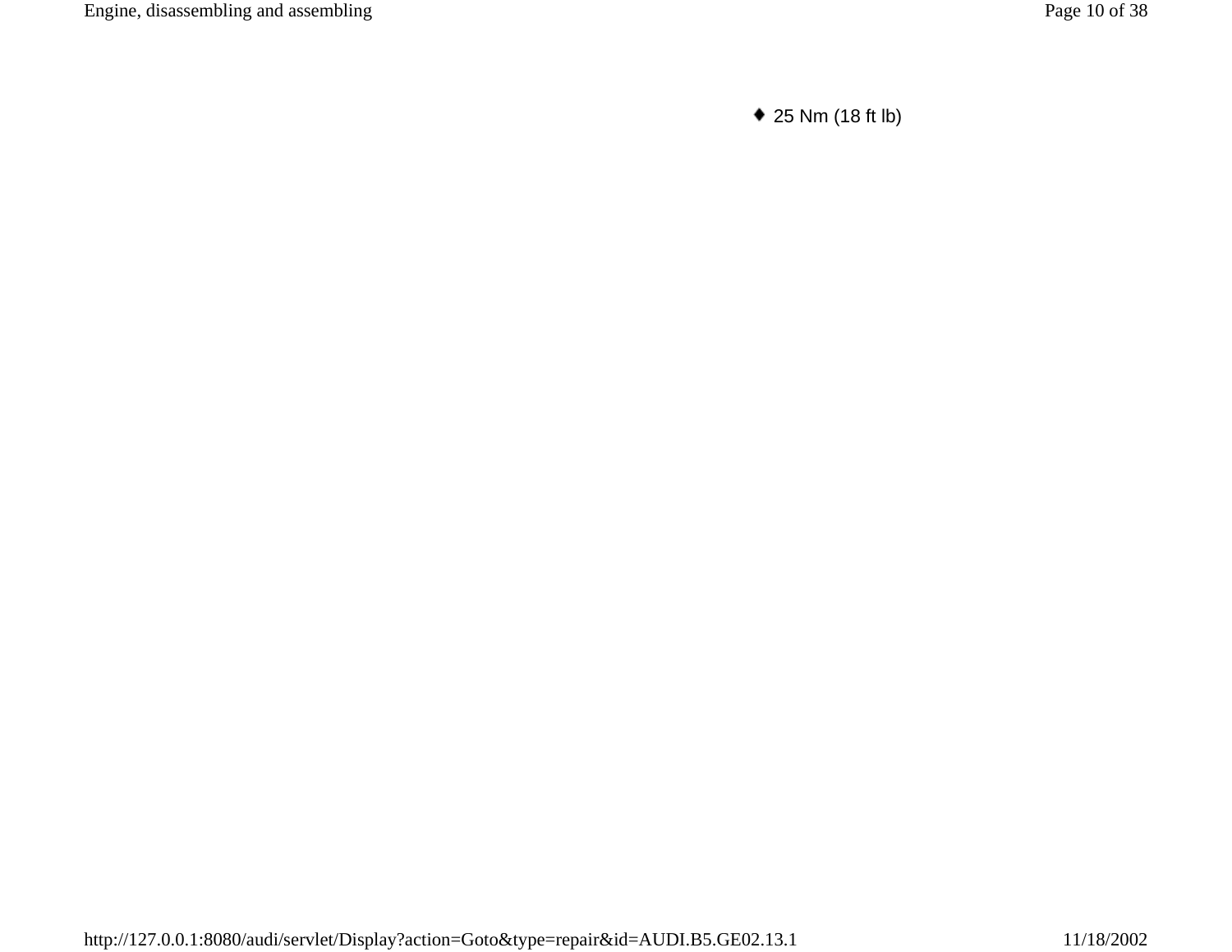- 25 Nm (18 ft lb)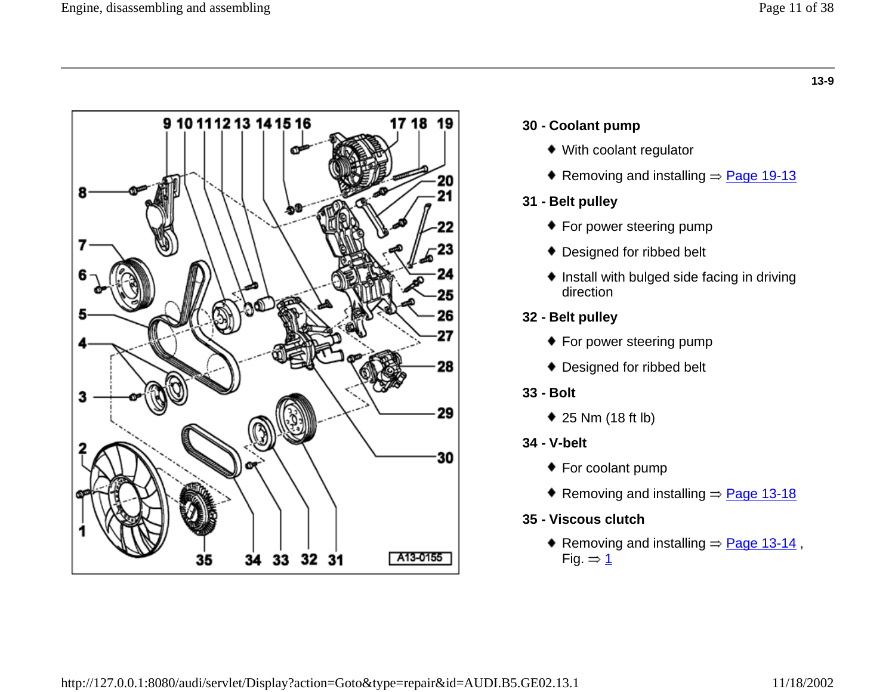13-9

30 - Coolant pump

- With coolant regulator
- Removing and installing ⇒ Page 19-13

31 - Belt pulley

- For power steering pump
- Designed for ribbed belt
- Install with bulged side facing in driving direction

32 - Belt pulley

- For power steering pump
- Designed for ribbed belt

33 - Bolt

- 25 Nm (18 ft lb)

34 - V-belt

- For coolant pump
- Removing and installing ⇒ Page 13-18

35 - Viscous clutch

- Removing and installing ⇒ Page 13-14 , Fig. ⇒ 1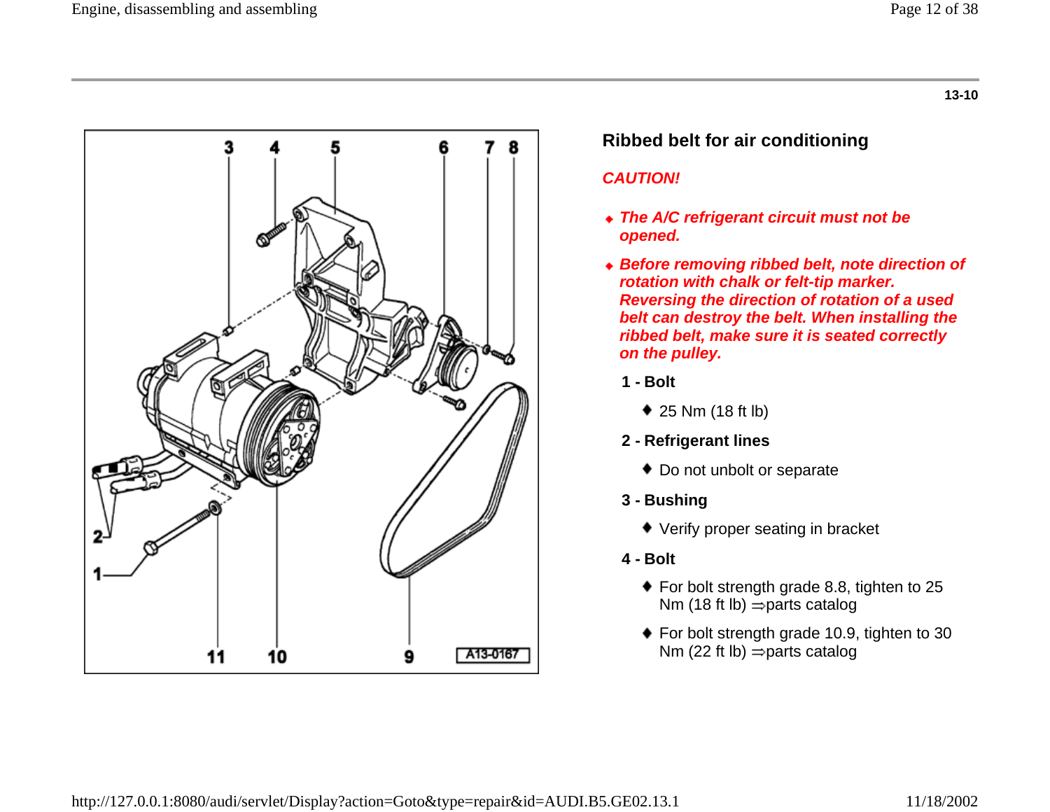13-10

## Ribbed belt for air conditioning

***CAUTION!***

- ***The A/C refrigerant circuit must not be opened.***
- ***Before removing ribbed belt, note direction of rotation with chalk or felt-tip marker. Reversing the direction of rotation of a used belt can destroy the belt. When installing the ribbed belt, make sure it is seated correctly on the pulley.***

**1 - Bolt**

- 25 Nm (18 ft lb)

**2 - Refrigerant lines**

- Do not unbolt or separate

**3 - Bushing**

- Verify proper seating in bracket

**4 - Bolt**

- For bolt strength grade 8.8, tighten to 25 Nm (18 ft lb) ⇒parts catalog
- For bolt strength grade 10.9, tighten to 30 Nm (22 ft lb) ⇒parts catalog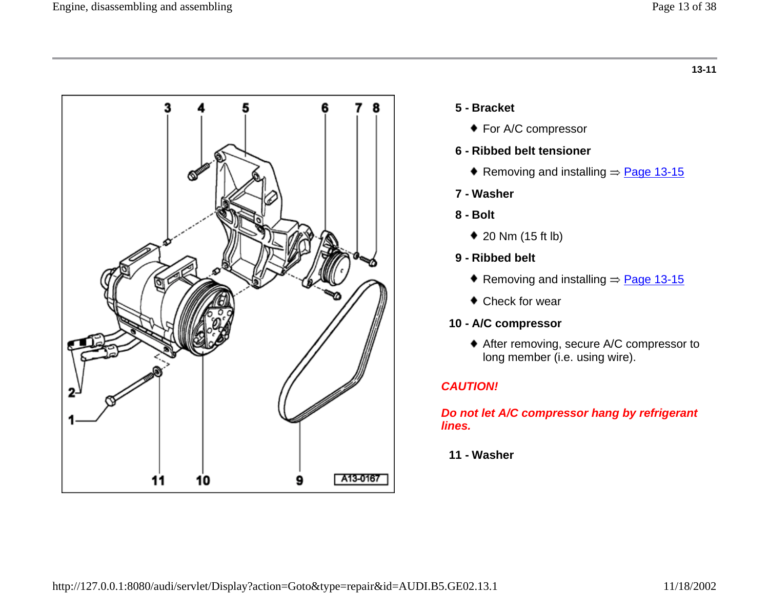13-11

**5 - Bracket**

- For A/C compressor

**6 - Ribbed belt tensioner**

- Removing and installing ⇒ Page 13-15

**7 - Washer**

**8 - Bolt**

- 20 Nm (15 ft lb)

**9 - Ribbed belt**

- Removing and installing ⇒ Page 13-15
- Check for wear

**10 - A/C compressor**

- After removing, secure A/C compressor to long member (i.e. using wire).

***CAUTION!***

***Do not let A/C compressor hang by refrigerant lines.***

**11 - Washer**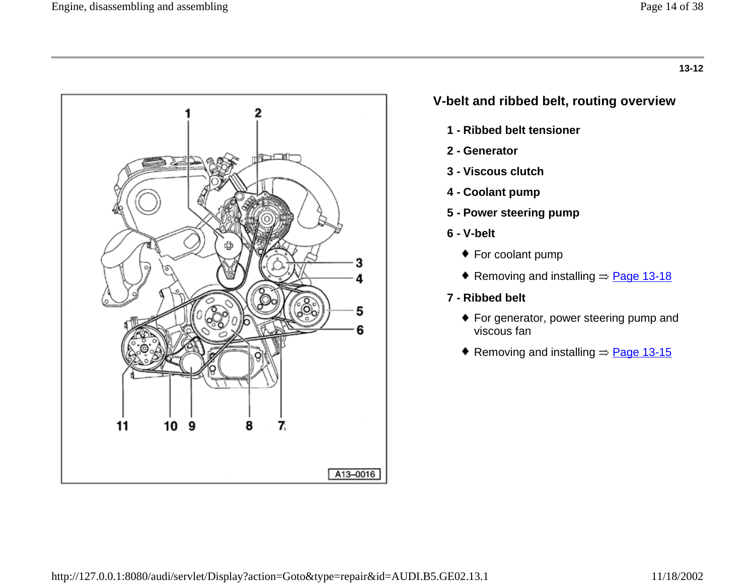13-12

## V-belt and ribbed belt, routing overview

**1 - Ribbed belt tensioner**

**2 - Generator**

**3 - Viscous clutch**

**4 - Coolant pump**

**5 - Power steering pump**

**6 - V-belt**

- For coolant pump
- Removing and installing ⇒ Page 13-18

**7 - Ribbed belt**

- For generator, power steering pump and viscous fan
- Removing and installing ⇒ Page 13-15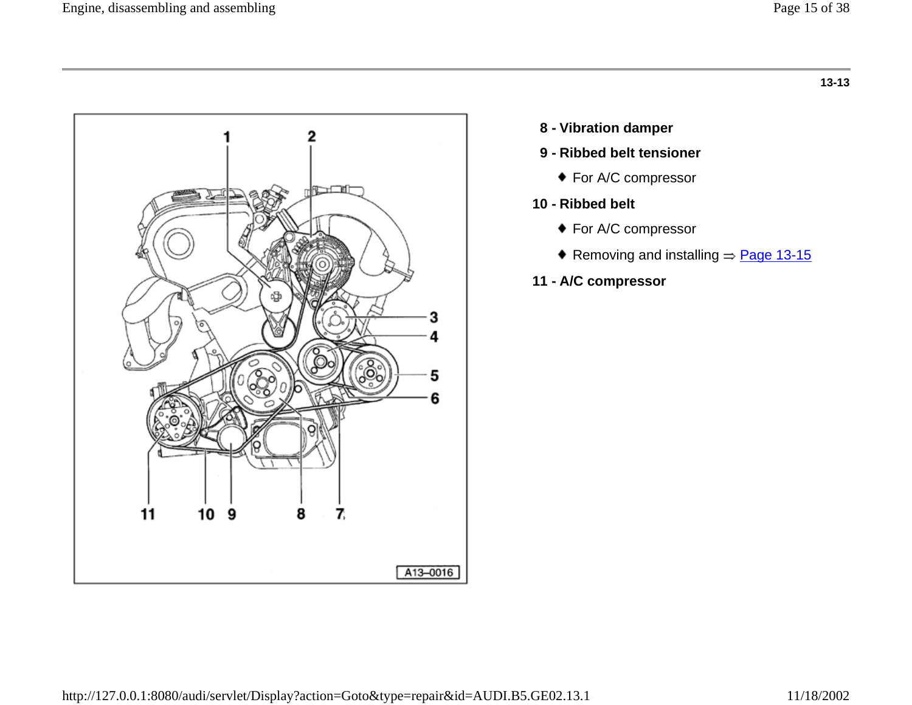13-13

**8 - Vibration damper**

**9 - Ribbed belt tensioner**

- For A/C compressor

**10 - Ribbed belt**

- For A/C compressor
- Removing and installing ⇒ Page 13-15

**11 - A/C compressor**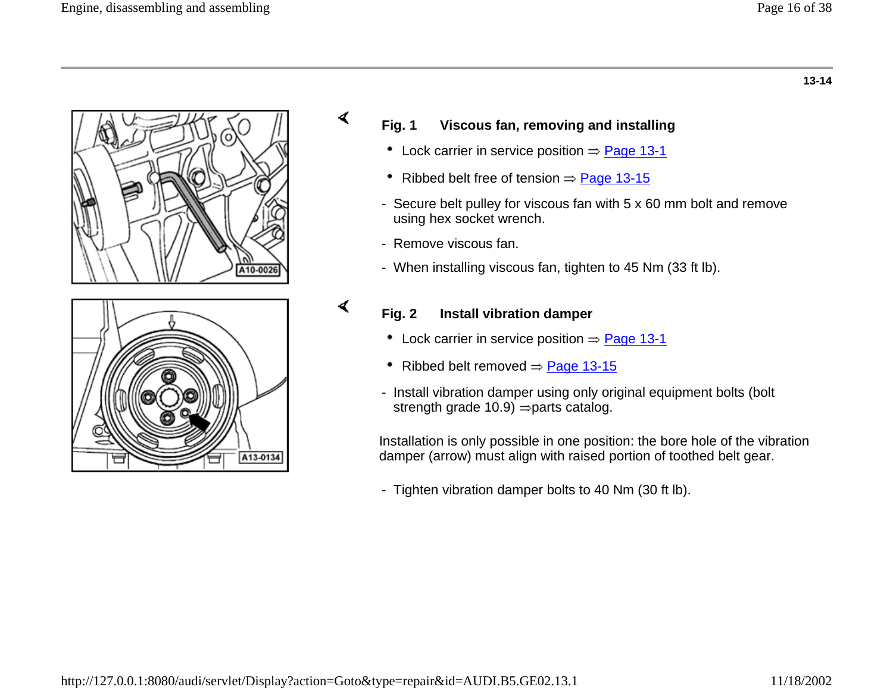13-14

**Fig. 1 Viscous fan, removing and installing**

- Lock carrier in service position ⇒ Page 13-1
- Ribbed belt free of tension ⇒ Page 13-15

- Secure belt pulley for viscous fan with 5 x 60 mm bolt and remove using hex socket wrench.
- Remove viscous fan.
- When installing viscous fan, tighten to 45 Nm (33 ft lb).

**Fig. 2 Install vibration damper**

- Lock carrier in service position ⇒ Page 13-1
- Ribbed belt removed ⇒ Page 13-15

- Install vibration damper using only original equipment bolts (bolt strength grade 10.9) ⇒parts catalog.

Installation is only possible in one position: the bore hole of the vibration damper (arrow) must align with raised portion of toothed belt gear.

- Tighten vibration damper bolts to 40 Nm (30 ft lb).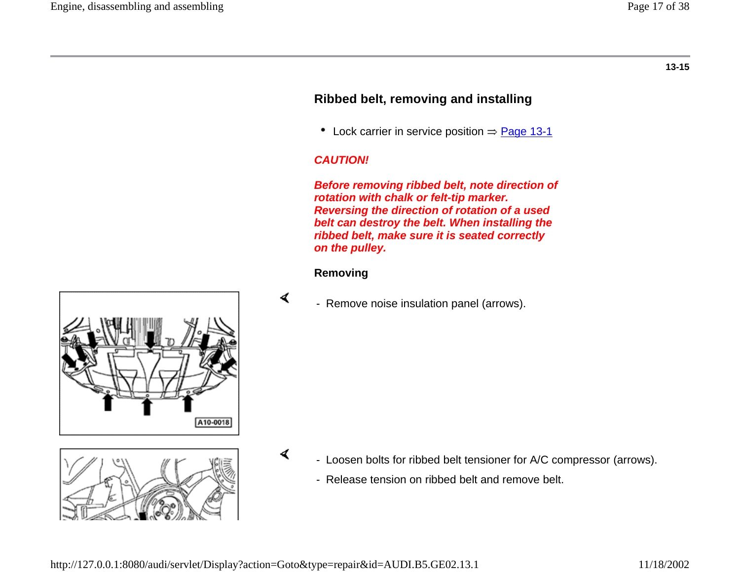13-15

## Ribbed belt, removing and installing

- Lock carrier in service position ⇒ Page 13-1

***CAUTION!***

***Before removing ribbed belt, note direction of rotation with chalk or felt-tip marker. Reversing the direction of rotation of a used belt can destroy the belt. When installing the ribbed belt, make sure it is seated correctly on the pulley.***

**Removing**

- Remove noise insulation panel (arrows).

A10-0018

- Loosen bolts for ribbed belt tensioner for A/C compressor (arrows).
- Release tension on ribbed belt and remove belt.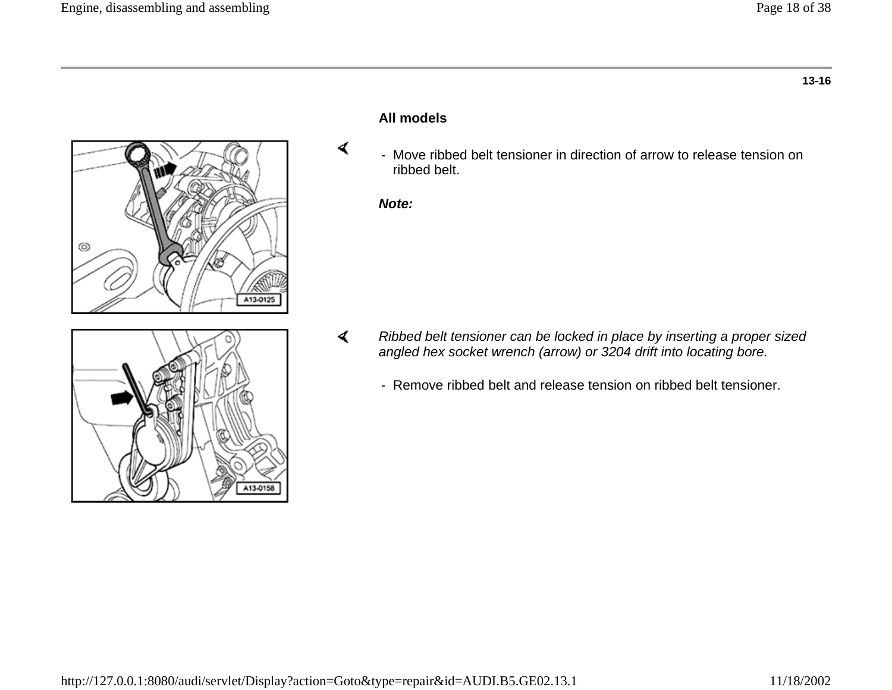13-16

**All models**

- Move ribbed belt tensioner in direction of arrow to release tension on ribbed belt.

***Note:***

*Ribbed belt tensioner can be locked in place by inserting a proper sized angled hex socket wrench (arrow) or 3204 drift into locating bore.*

- Remove ribbed belt and release tension on ribbed belt tensioner.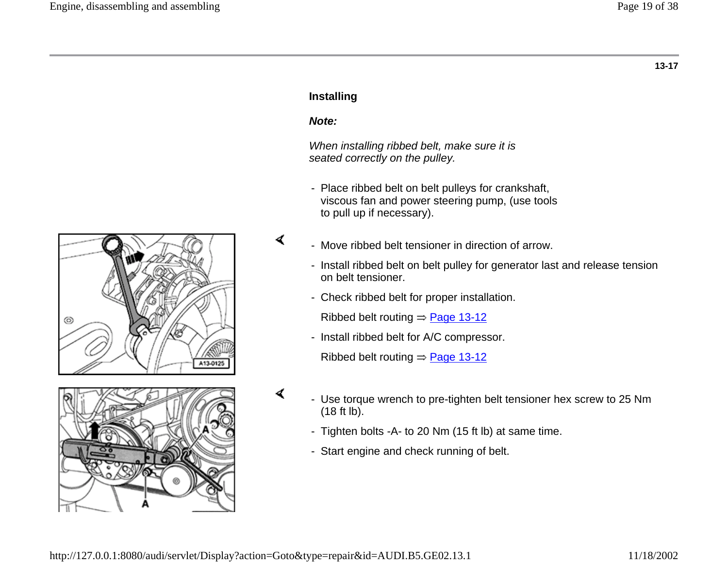13-17

### Installing

***Note:***

*When installing ribbed belt, make sure it is seated correctly on the pulley.*

- Place ribbed belt on belt pulleys for crankshaft, viscous fan and power steering pump, (use tools to pull up if necessary).

- Move ribbed belt tensioner in direction of arrow.
- Install ribbed belt on belt pulley for generator last and release tension on belt tensioner.
- Check ribbed belt for proper installation.

  Ribbed belt routing ⇒ Page 13-12

- Install ribbed belt for A/C compressor.

  Ribbed belt routing ⇒ Page 13-12

- Use torque wrench to pre-tighten belt tensioner hex screw to 25 Nm (18 ft lb).
- Tighten bolts -A- to 20 Nm (15 ft lb) at same time.
- Start engine and check running of belt.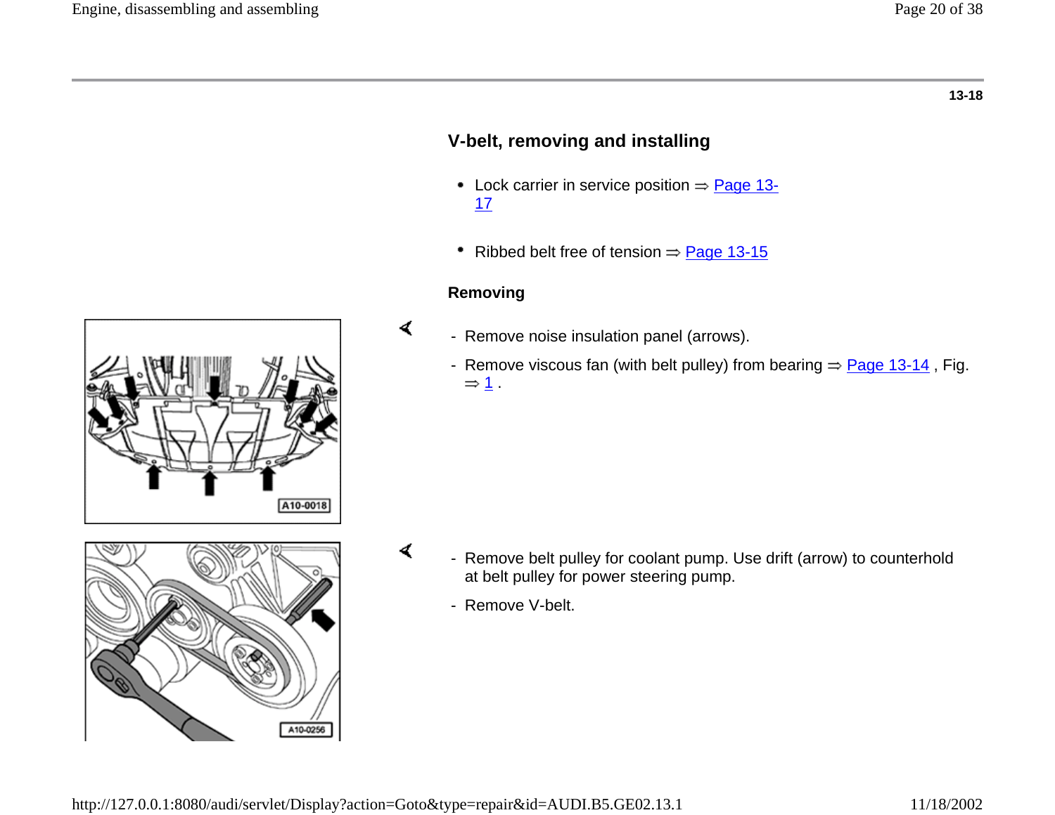13-18

## V-belt, removing and installing

- Lock carrier in service position ⇒ Page 13-17
- Ribbed belt free of tension ⇒ Page 13-15

### Removing

- Remove noise insulation panel (arrows).
- Remove viscous fan (with belt pulley) from bearing ⇒ Page 13-14 , Fig. ⇒ 1 .

A10-0018

- Remove belt pulley for coolant pump. Use drift (arrow) to counterhold at belt pulley for power steering pump.
- Remove V-belt.

A10-0256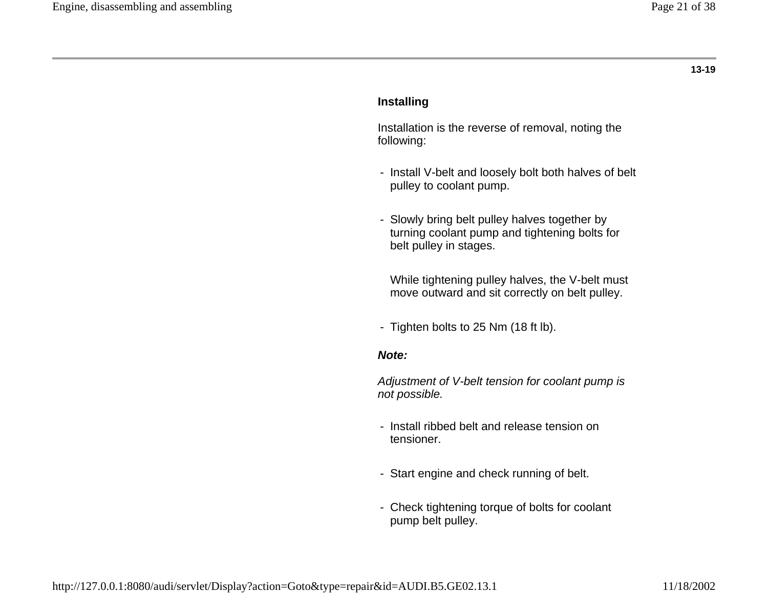### Installing

Installation is the reverse of removal, noting the following:

- Install V-belt and loosely bolt both halves of belt pulley to coolant pump.
- Slowly bring belt pulley halves together by turning coolant pump and tightening bolts for belt pulley in stages.

  While tightening pulley halves, the V-belt must move outward and sit correctly on belt pulley.

- Tighten bolts to 25 Nm (18 ft lb).

***Note:***

*Adjustment of V-belt tension for coolant pump is not possible.*

- Install ribbed belt and release tension on tensioner.
- Start engine and check running of belt.
- Check tightening torque of bolts for coolant pump belt pulley.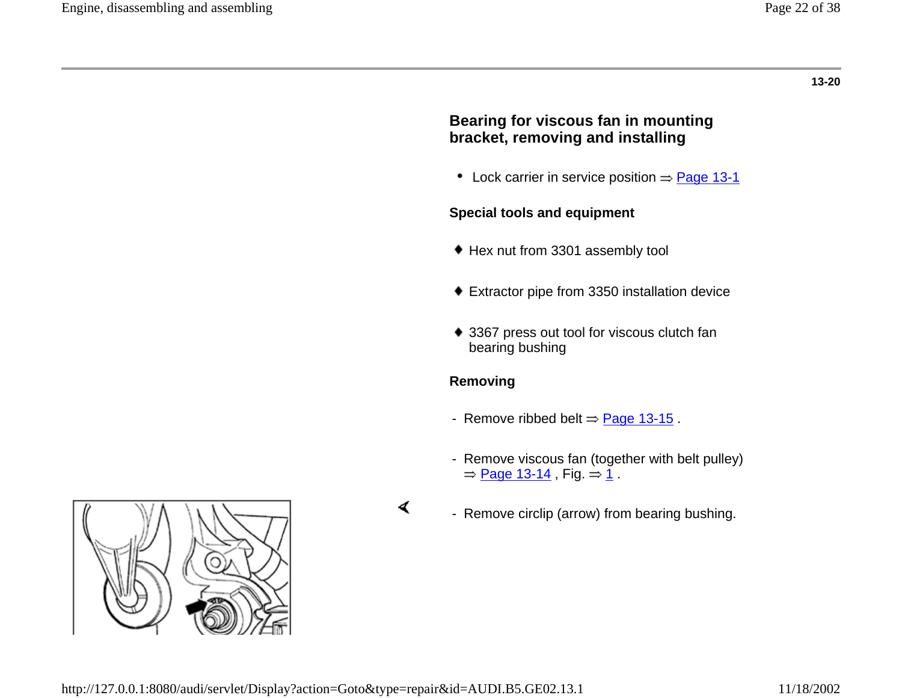13-20

## Bearing for viscous fan in mounting bracket, removing and installing

- Lock carrier in service position ⇒ Page 13-1

### Special tools and equipment

- Hex nut from 3301 assembly tool
- Extractor pipe from 3350 installation device
- 3367 press out tool for viscous clutch fan bearing bushing

### Removing

- Remove ribbed belt ⇒ Page 13-15 .
- Remove viscous fan (together with belt pulley) ⇒ Page 13-14 , Fig. ⇒ 1 .
- Remove circlip (arrow) from bearing bushing.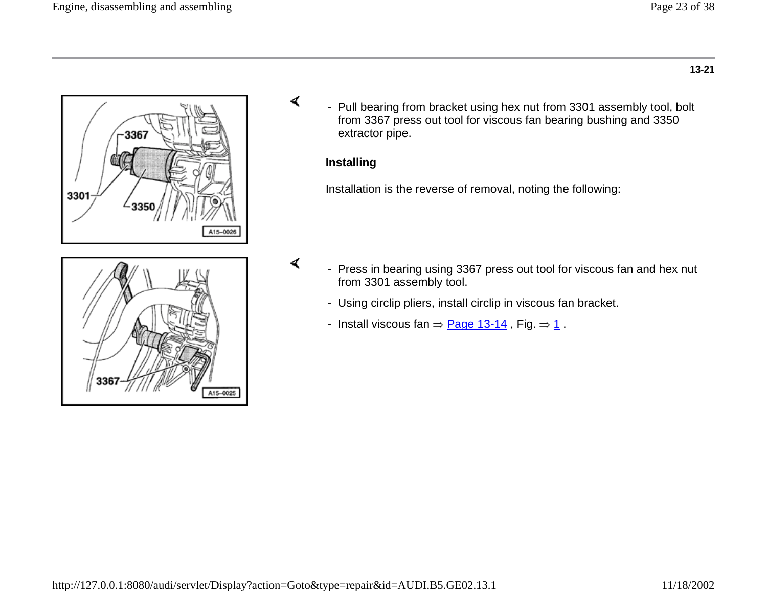13-21

- Pull bearing from bracket using hex nut from 3301 assembly tool, bolt from 3367 press out tool for viscous fan bearing bushing and 3350 extractor pipe.

**Installing**

Installation is the reverse of removal, noting the following:

- Press in bearing using 3367 press out tool for viscous fan and hex nut from 3301 assembly tool.
- Using circlip pliers, install circlip in viscous fan bracket.
- Install viscous fan ⇒ Page 13-14 , Fig. ⇒ 1 .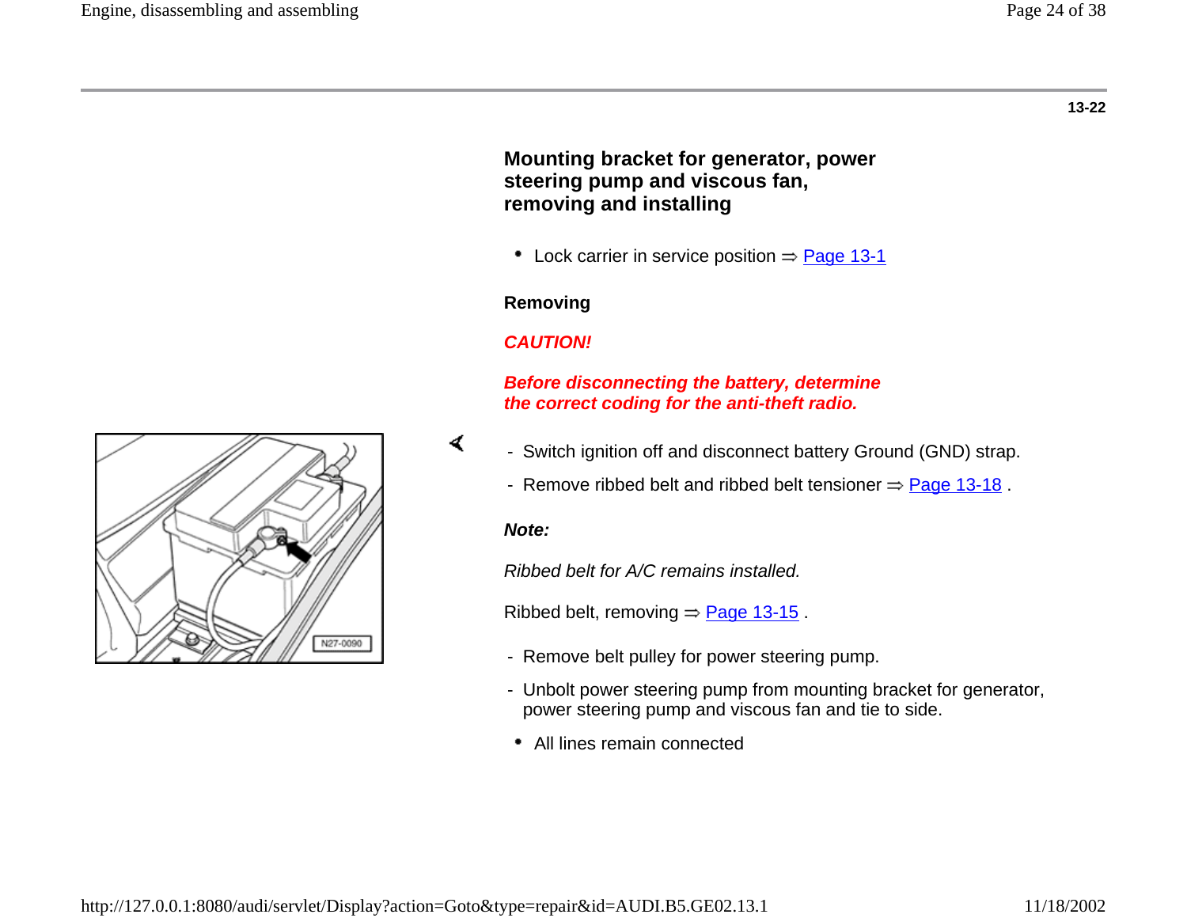13-22

## Mounting bracket for generator, power steering pump and viscous fan, removing and installing

- Lock carrier in service position ⇒ Page 13-1

**Removing**

***CAUTION!***

***Before disconnecting the battery, determine the correct coding for the anti-theft radio.***

- Switch ignition off and disconnect battery Ground (GND) strap.
- Remove ribbed belt and ribbed belt tensioner ⇒ Page 13-18 .

***Note:***

*Ribbed belt for A/C remains installed.*

Ribbed belt, removing ⇒ Page 13-15 .

- Remove belt pulley for power steering pump.
- Unbolt power steering pump from mounting bracket for generator, power steering pump and viscous fan and tie to side.
  - All lines remain connected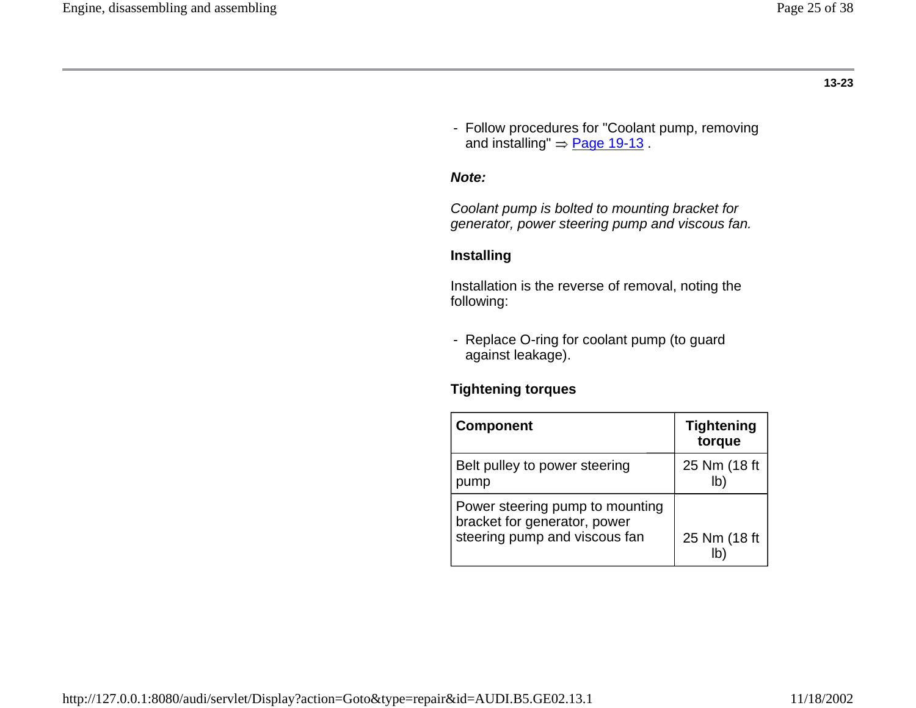13-23

- Follow procedures for "Coolant pump, removing and installing" ⇒ Page 19-13 .

***Note:***

*Coolant pump is bolted to mounting bracket for generator, power steering pump and viscous fan.*

**Installing**

Installation is the reverse of removal, noting the following:

- Replace O-ring for coolant pump (to guard against leakage).

**Tightening torques**

| Component | Tightening torque |
|---|---|
| Belt pulley to power steering pump | 25 Nm (18 ft lb) |
| Power steering pump to mounting bracket for generator, power steering pump and viscous fan | 25 Nm (18 ft lb) |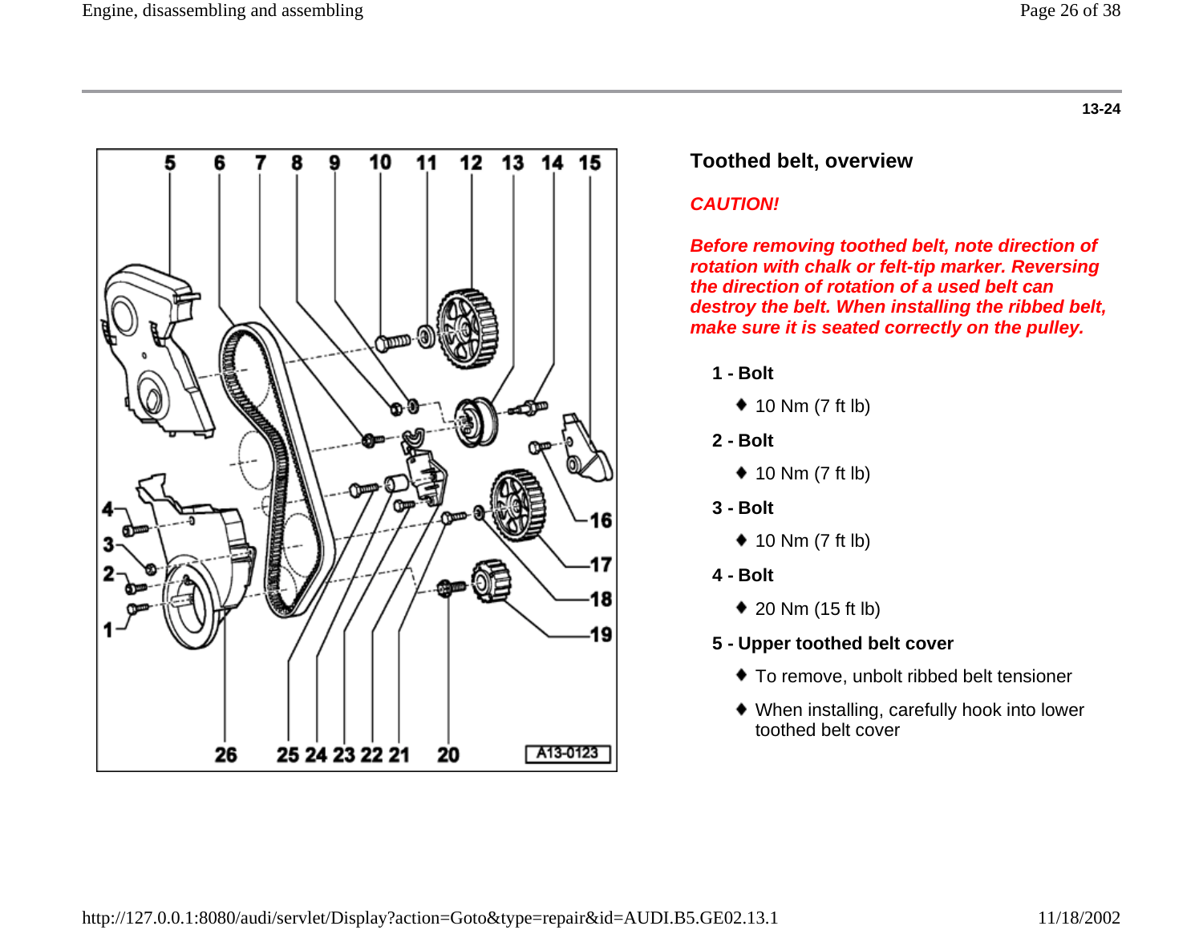13-24

## Toothed belt, overview

***CAUTION!***

***Before removing toothed belt, note direction of rotation with chalk or felt-tip marker. Reversing the direction of rotation of a used belt can destroy the belt. When installing the ribbed belt, make sure it is seated correctly on the pulley.***

**1 - Bolt**

- 10 Nm (7 ft lb)

**2 - Bolt**

- 10 Nm (7 ft lb)

**3 - Bolt**

- 10 Nm (7 ft lb)

**4 - Bolt**

- 20 Nm (15 ft lb)

**5 - Upper toothed belt cover**

- To remove, unbolt ribbed belt tensioner
- When installing, carefully hook into lower toothed belt cover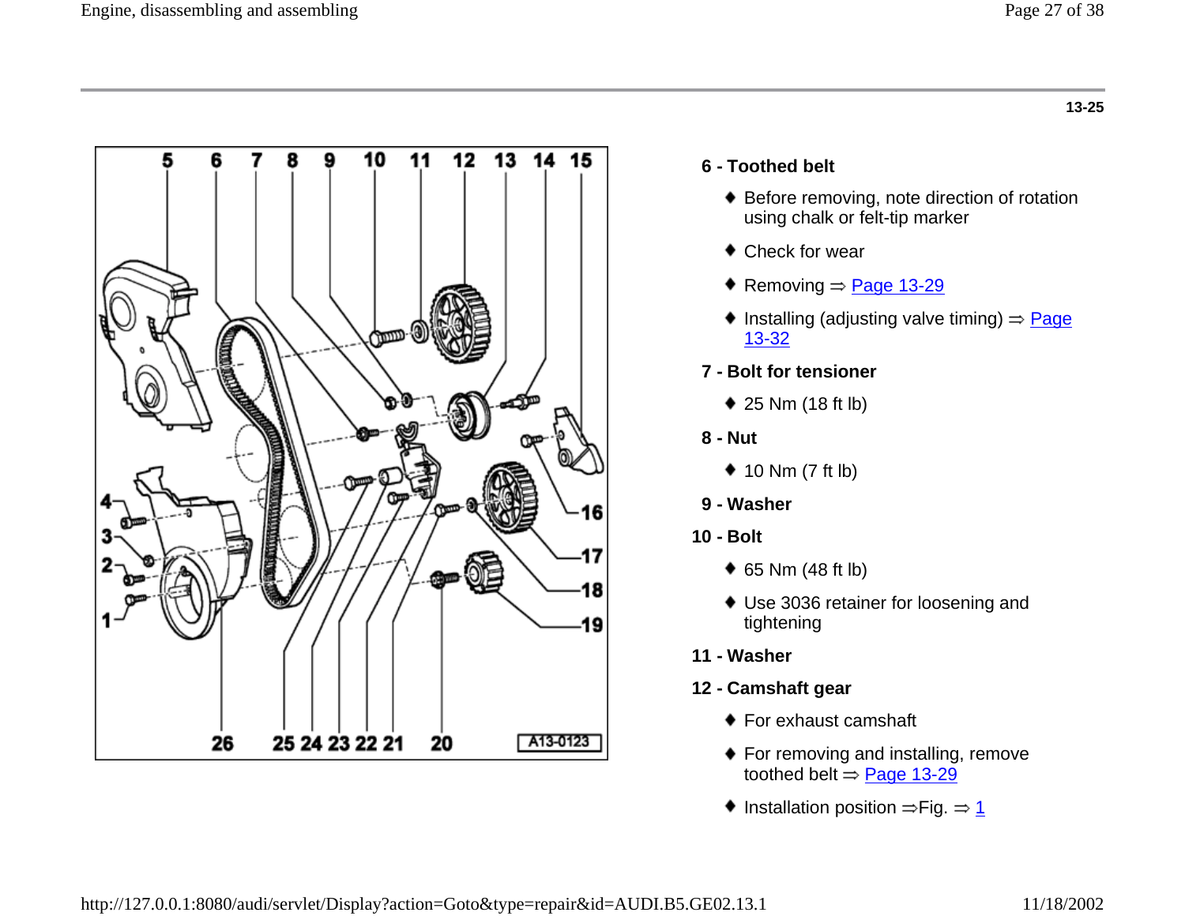13-25

**6 - Toothed belt**

- Before removing, note direction of rotation using chalk or felt-tip marker
- Check for wear
- Removing ⇒ Page 13-29
- Installing (adjusting valve timing) ⇒ Page 13-32

**7 - Bolt for tensioner**

- 25 Nm (18 ft lb)

**8 - Nut**

- 10 Nm (7 ft lb)

**9 - Washer**

**10 - Bolt**

- 65 Nm (48 ft lb)
- Use 3036 retainer for loosening and tightening

**11 - Washer**

**12 - Camshaft gear**

- For exhaust camshaft
- For removing and installing, remove toothed belt ⇒ Page 13-29
- Installation position ⇒Fig. ⇒ 1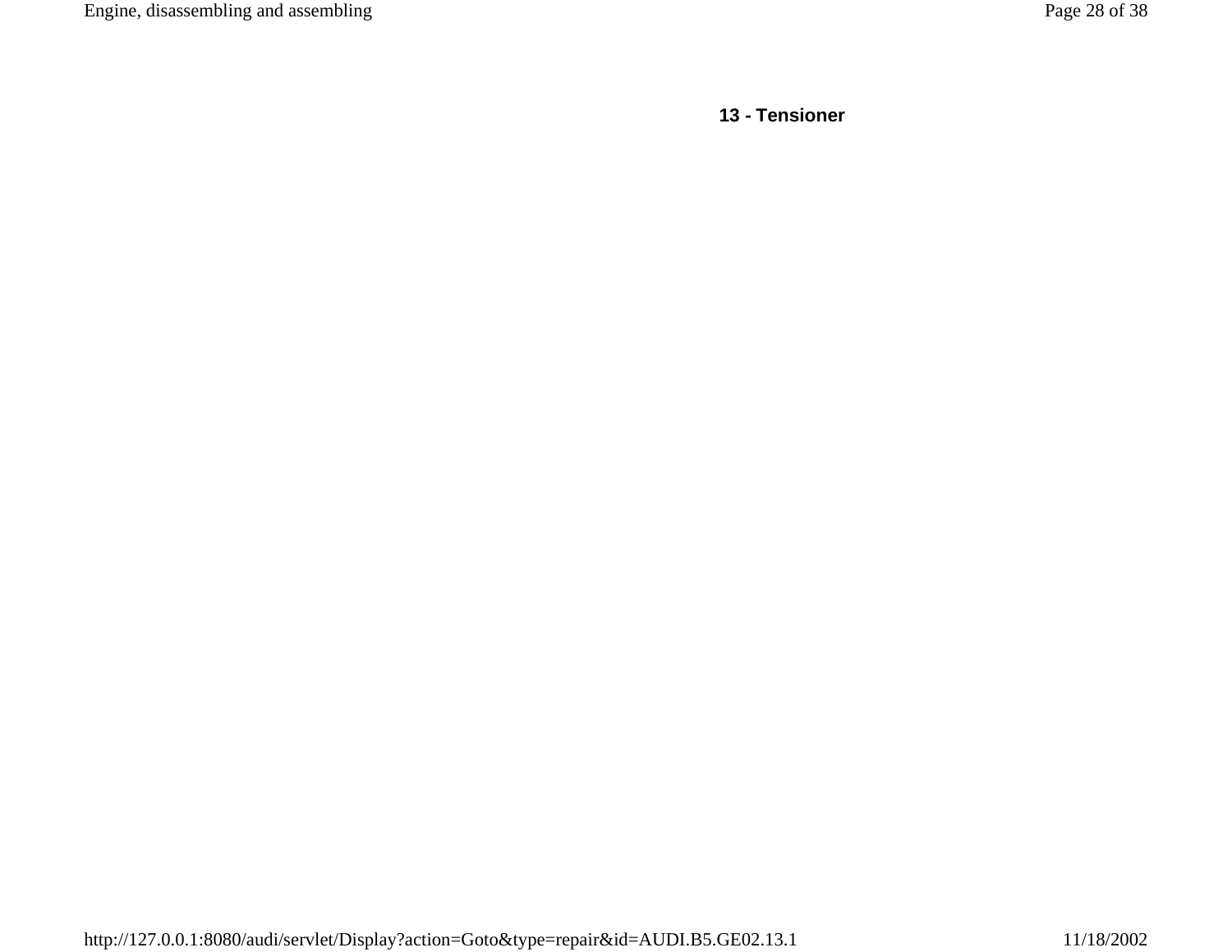**13 - Tensioner**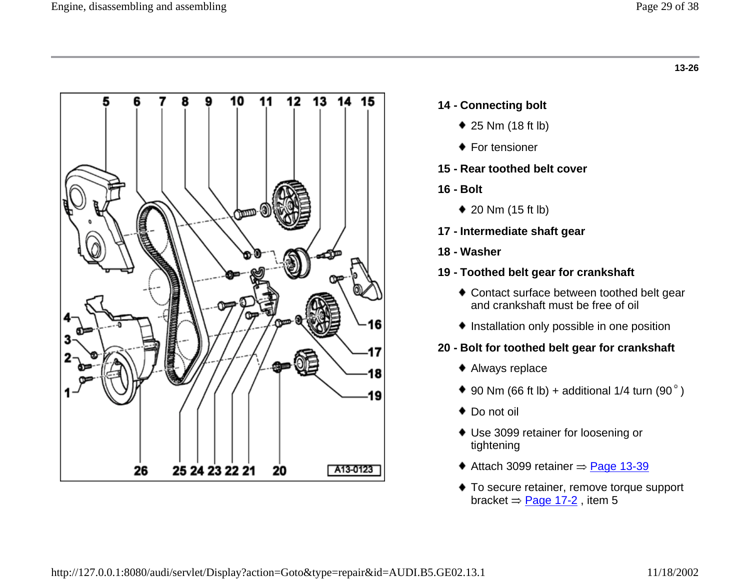13-26

**14 - Connecting bolt**

- 25 Nm (18 ft lb)
- For tensioner

**15 - Rear toothed belt cover**

**16 - Bolt**

- 20 Nm (15 ft lb)

**17 - Intermediate shaft gear**

**18 - Washer**

**19 - Toothed belt gear for crankshaft**

- Contact surface between toothed belt gear and crankshaft must be free of oil
- Installation only possible in one position

**20 - Bolt for toothed belt gear for crankshaft**

- Always replace
- 90 Nm (66 ft lb) + additional 1/4 turn (90° )
- Do not oil
- Use 3099 retainer for loosening or tightening
- Attach 3099 retainer ⇒ Page 13-39
- To secure retainer, remove torque support bracket ⇒ Page 17-2 , item 5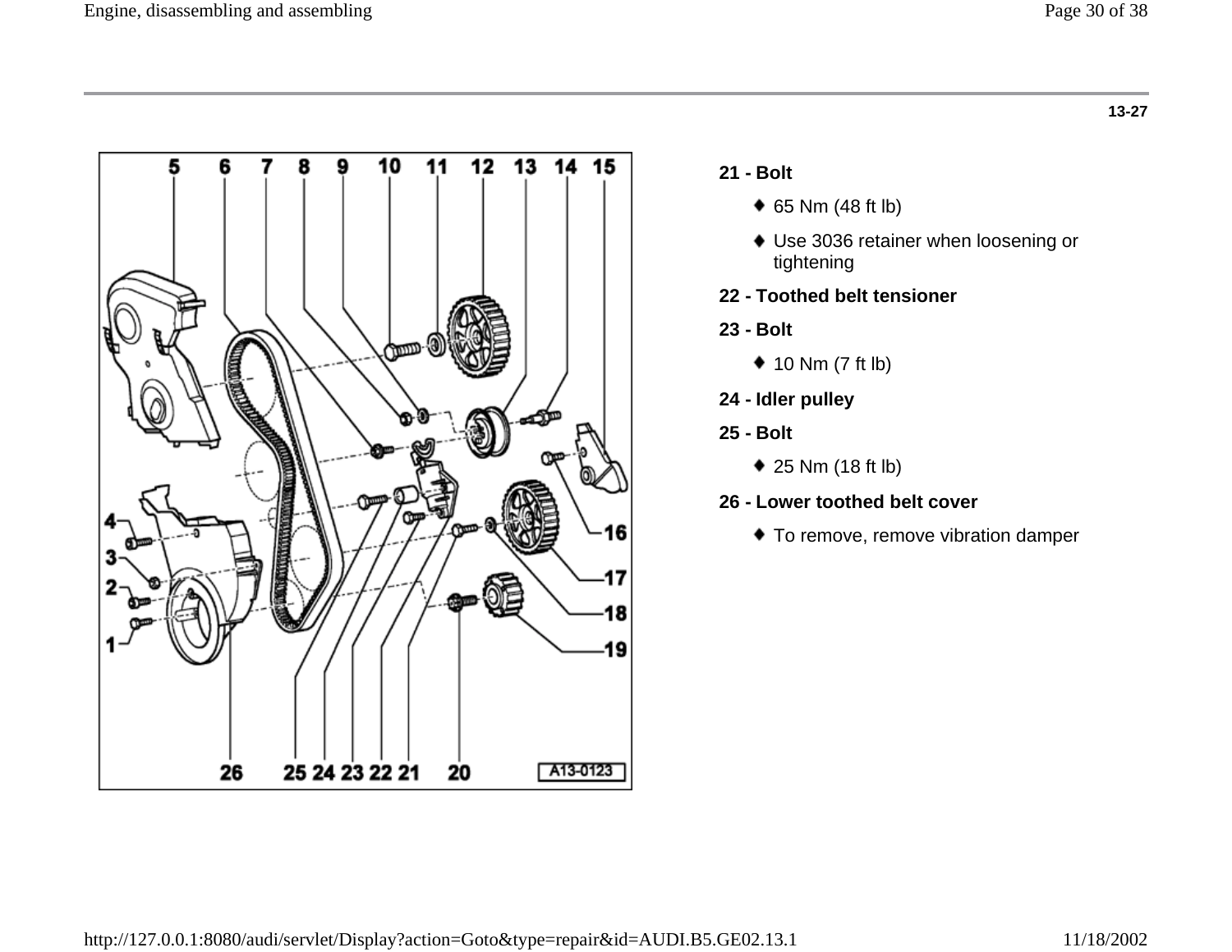13-27

**21 - Bolt**

- 65 Nm (48 ft lb)
- Use 3036 retainer when loosening or tightening

**22 - Toothed belt tensioner**

**23 - Bolt**

- 10 Nm (7 ft lb)

**24 - Idler pulley**

**25 - Bolt**

- 25 Nm (18 ft lb)

**26 - Lower toothed belt cover**

- To remove, remove vibration damper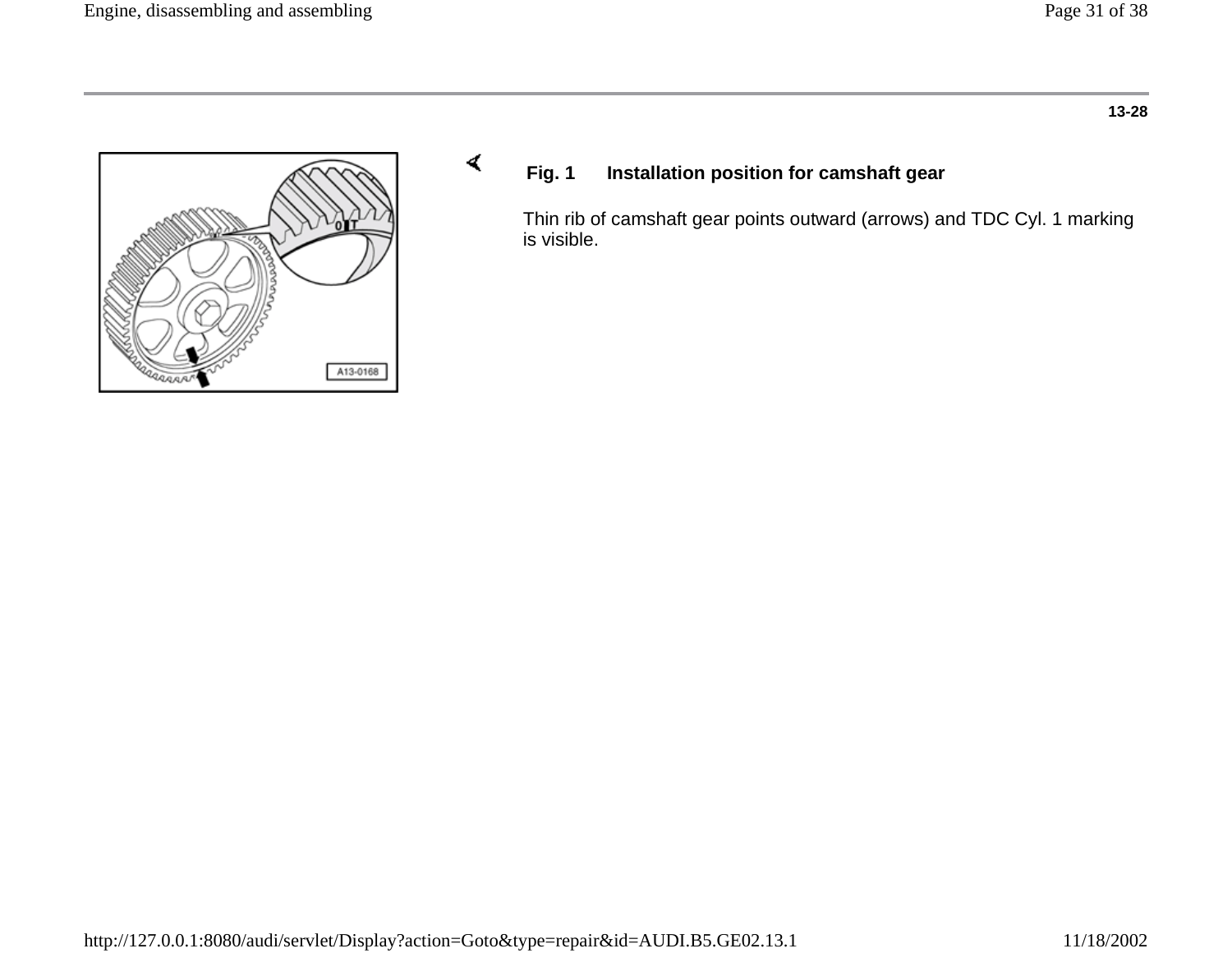13-28

**Fig. 1 Installation position for camshaft gear**

Thin rib of camshaft gear points outward (arrows) and TDC Cyl. 1 marking is visible.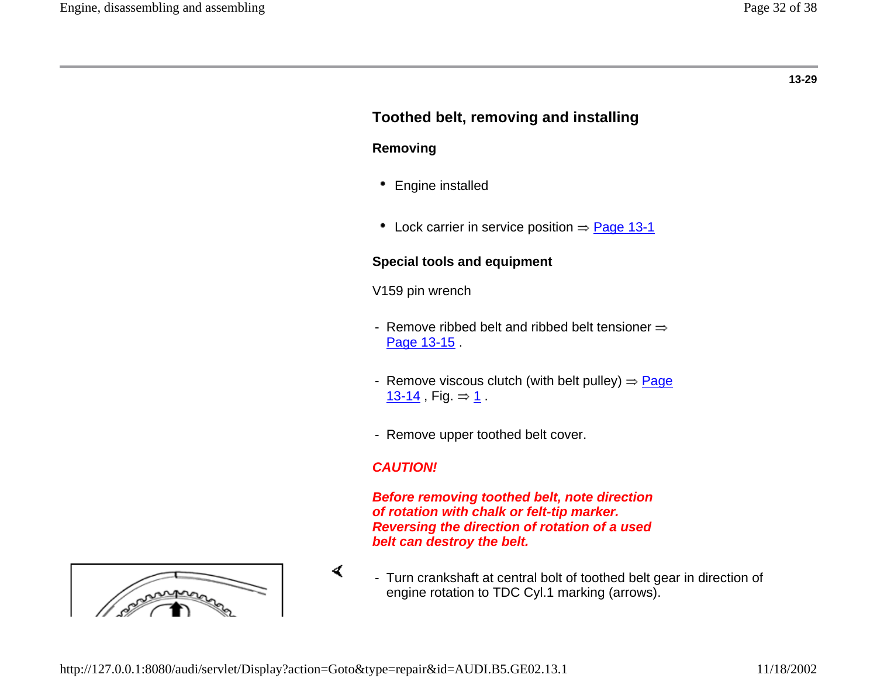13-29

## Toothed belt, removing and installing

### Removing

- Engine installed
- Lock carrier in service position ⇒ Page 13-1

### Special tools and equipment

V159 pin wrench

- Remove ribbed belt and ribbed belt tensioner ⇒ Page 13-15 .
- Remove viscous clutch (with belt pulley) ⇒ Page 13-14 , Fig. ⇒ 1 .
- Remove upper toothed belt cover.

***CAUTION!***

***Before removing toothed belt, note direction of rotation with chalk or felt-tip marker. Reversing the direction of rotation of a used belt can destroy the belt.***

- Turn crankshaft at central bolt of toothed belt gear in direction of engine rotation to TDC Cyl.1 marking (arrows).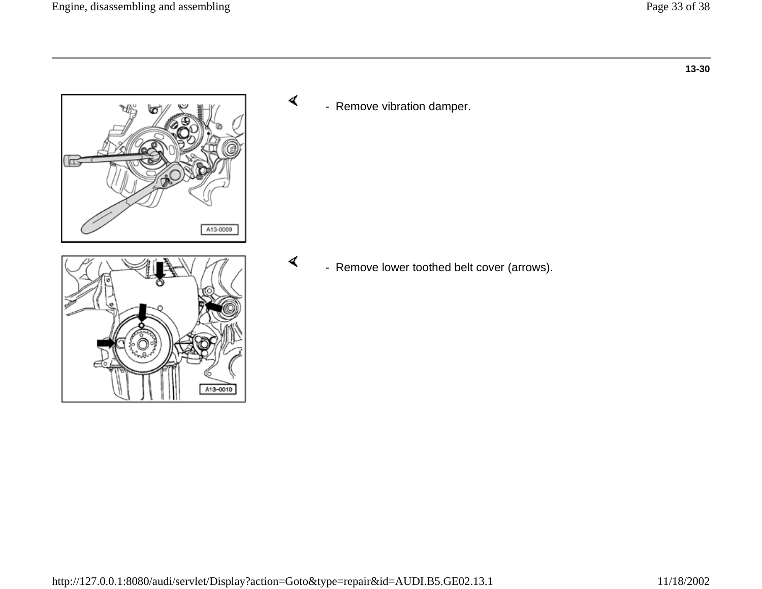13-30

- Remove vibration damper.

- Remove lower toothed belt cover (arrows).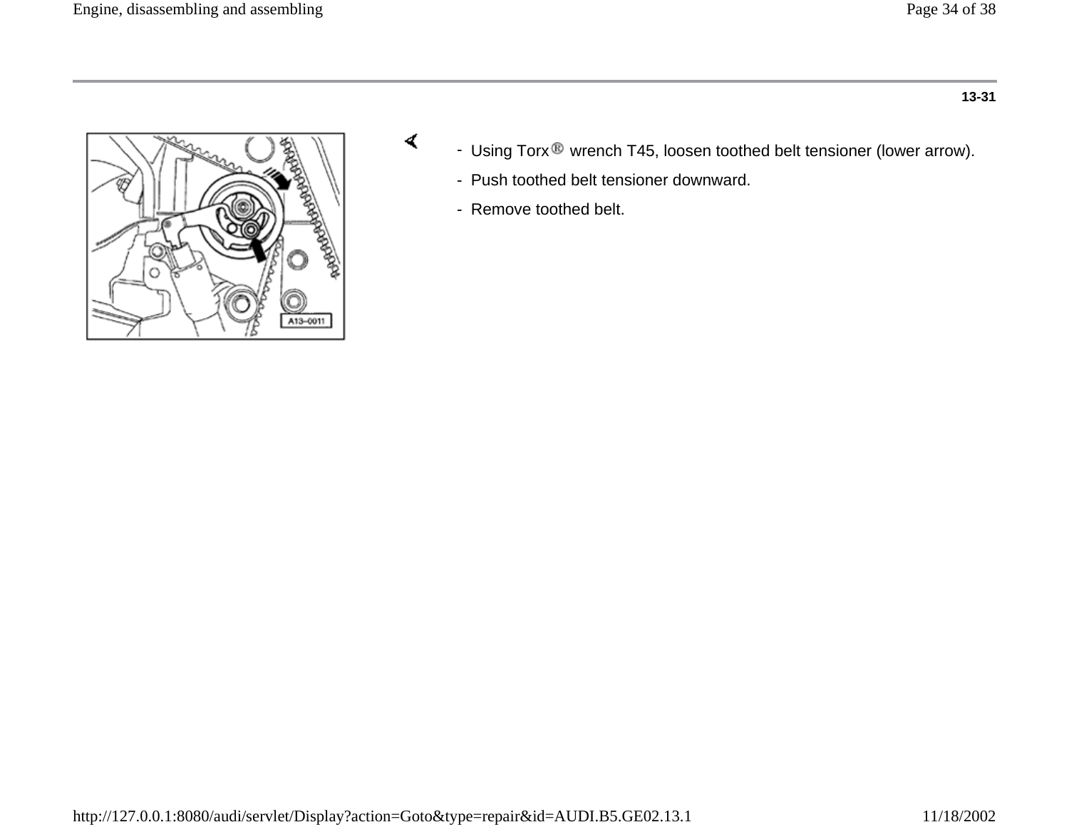13-31

- Using Torx® wrench T45, loosen toothed belt tensioner (lower arrow).
- Push toothed belt tensioner downward.
- Remove toothed belt.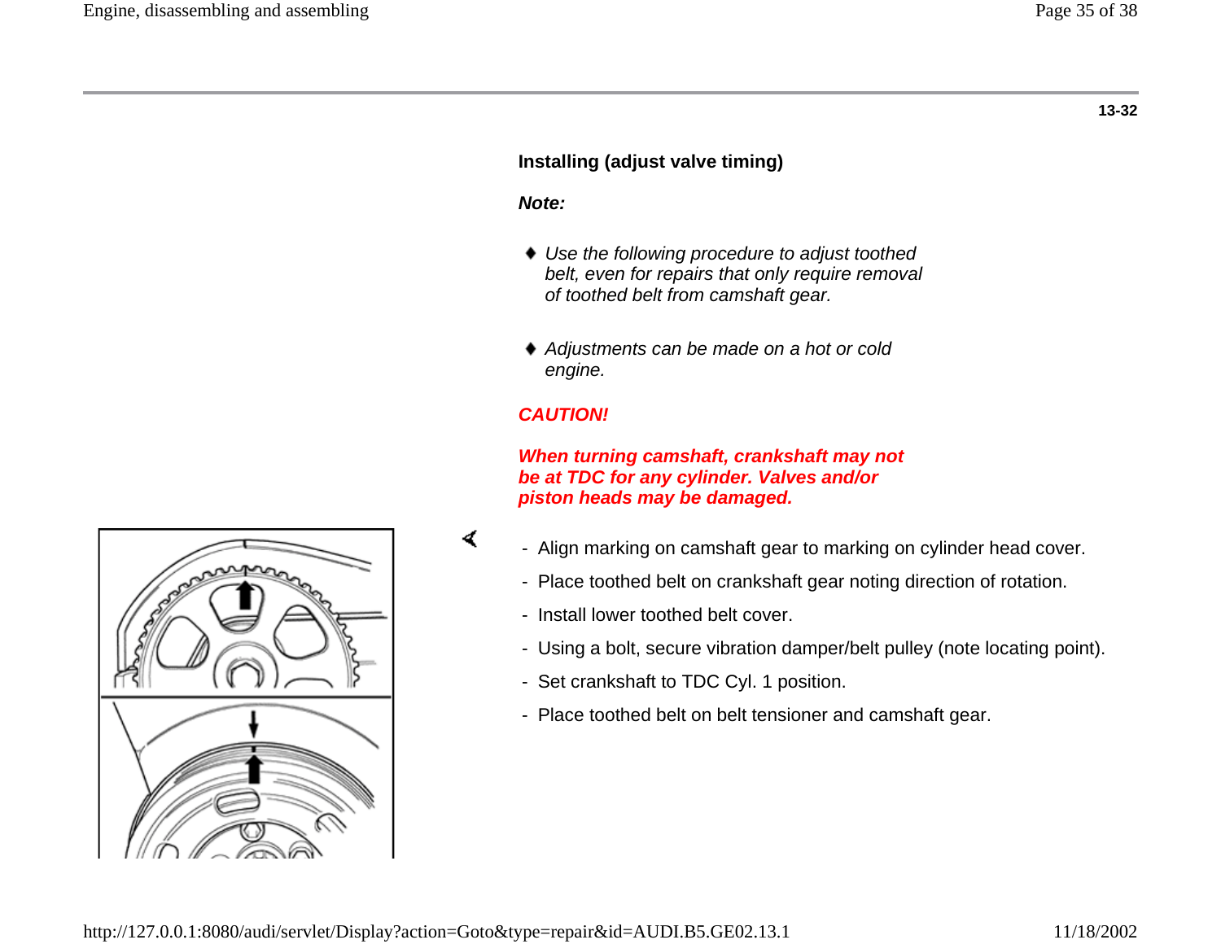13-32

### Installing (adjust valve timing)

***Note:***

- *Use the following procedure to adjust toothed belt, even for repairs that only require removal of toothed belt from camshaft gear.*
- *Adjustments can be made on a hot or cold engine.*

***CAUTION!***

***When turning camshaft, crankshaft may not be at TDC for any cylinder. Valves and/or piston heads may be damaged.***

- Align marking on camshaft gear to marking on cylinder head cover.
- Place toothed belt on crankshaft gear noting direction of rotation.
- Install lower toothed belt cover.
- Using a bolt, secure vibration damper/belt pulley (note locating point).
- Set crankshaft to TDC Cyl. 1 position.
- Place toothed belt on belt tensioner and camshaft gear.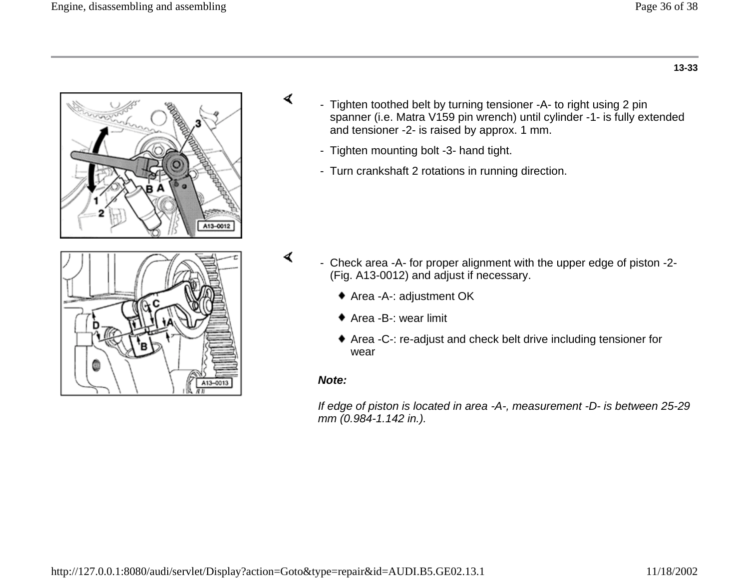13-33

- Tighten toothed belt by turning tensioner -A- to right using 2 pin spanner (i.e. Matra V159 pin wrench) until cylinder -1- is fully extended and tensioner -2- is raised by approx. 1 mm.
- Tighten mounting bolt -3- hand tight.
- Turn crankshaft 2 rotations in running direction.

- Check area -A- for proper alignment with the upper edge of piston -2- (Fig. A13-0012) and adjust if necessary.
  - Area -A-: adjustment OK
  - Area -B-: wear limit
  - Area -C-: re-adjust and check belt drive including tensioner for wear

***Note:***

*If edge of piston is located in area -A-, measurement -D- is between 25-29 mm (0.984-1.142 in.).*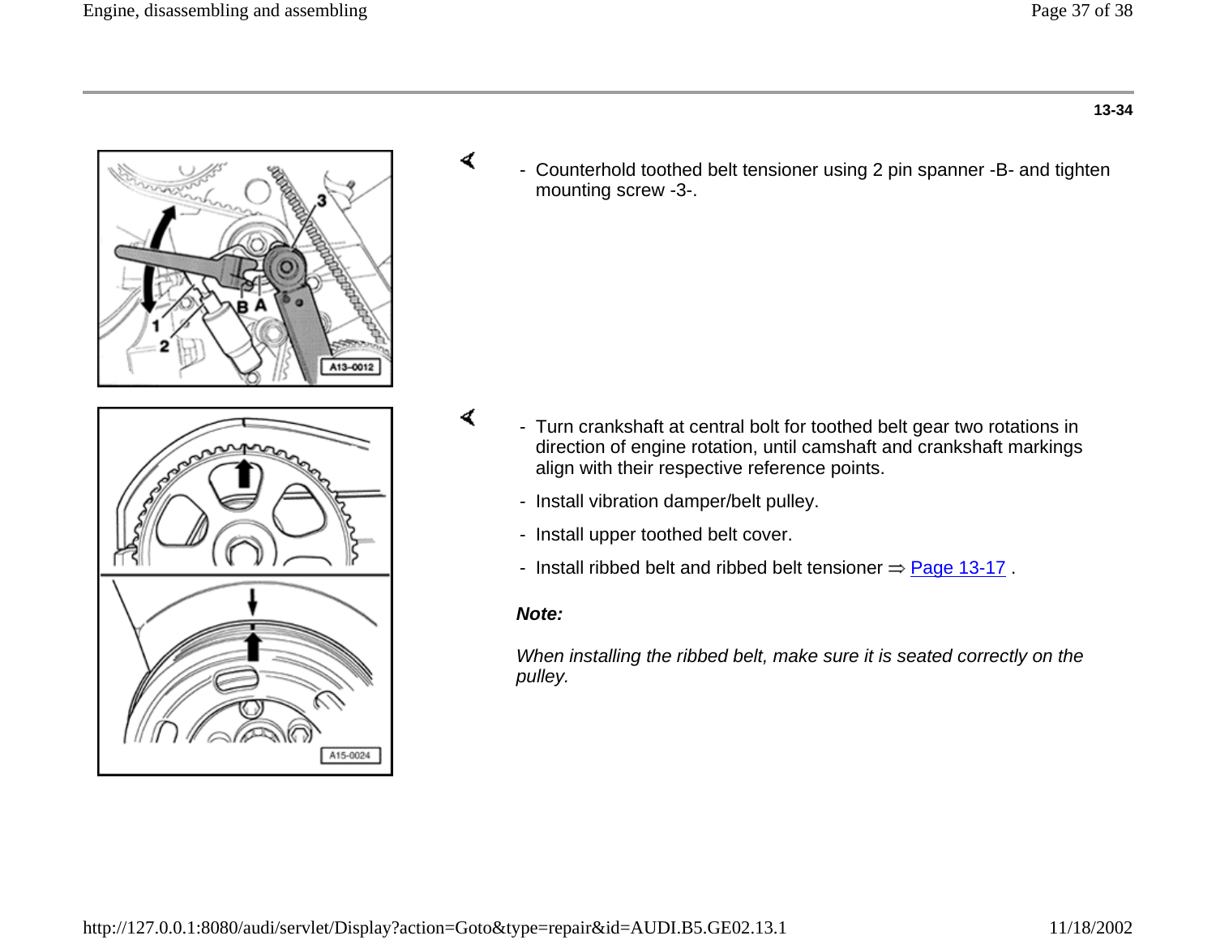13-34

- Counterhold toothed belt tensioner using 2 pin spanner -B- and tighten mounting screw -3-.

- Turn crankshaft at central bolt for toothed belt gear two rotations in direction of engine rotation, until camshaft and crankshaft markings align with their respective reference points.
- Install vibration damper/belt pulley.
- Install upper toothed belt cover.
- Install ribbed belt and ribbed belt tensioner ⇒ Page 13-17 .

***Note:***

*When installing the ribbed belt, make sure it is seated correctly on the pulley.*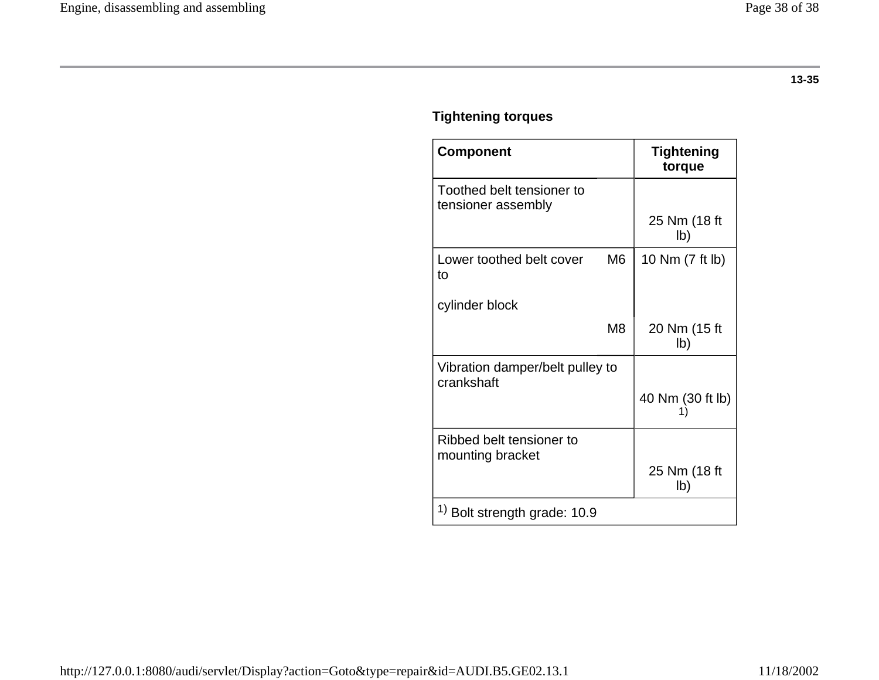13-35

## Tightening torques

| Component | | Tightening torque |
|---|---|---|
| Toothed belt tensioner to tensioner assembly | | 25 Nm (18 ft lb) |
| Lower toothed belt cover to cylinder block | M6 | 10 Nm (7 ft lb) |
| | M8 | 20 Nm (15 ft lb) |
| Vibration damper/belt pulley to crankshaft | | 40 Nm (30 ft lb) [1] |
| Ribbed belt tensioner to mounting bracket | | 25 Nm (18 ft lb) |
| [1] Bolt strength grade: 10.9 | | |